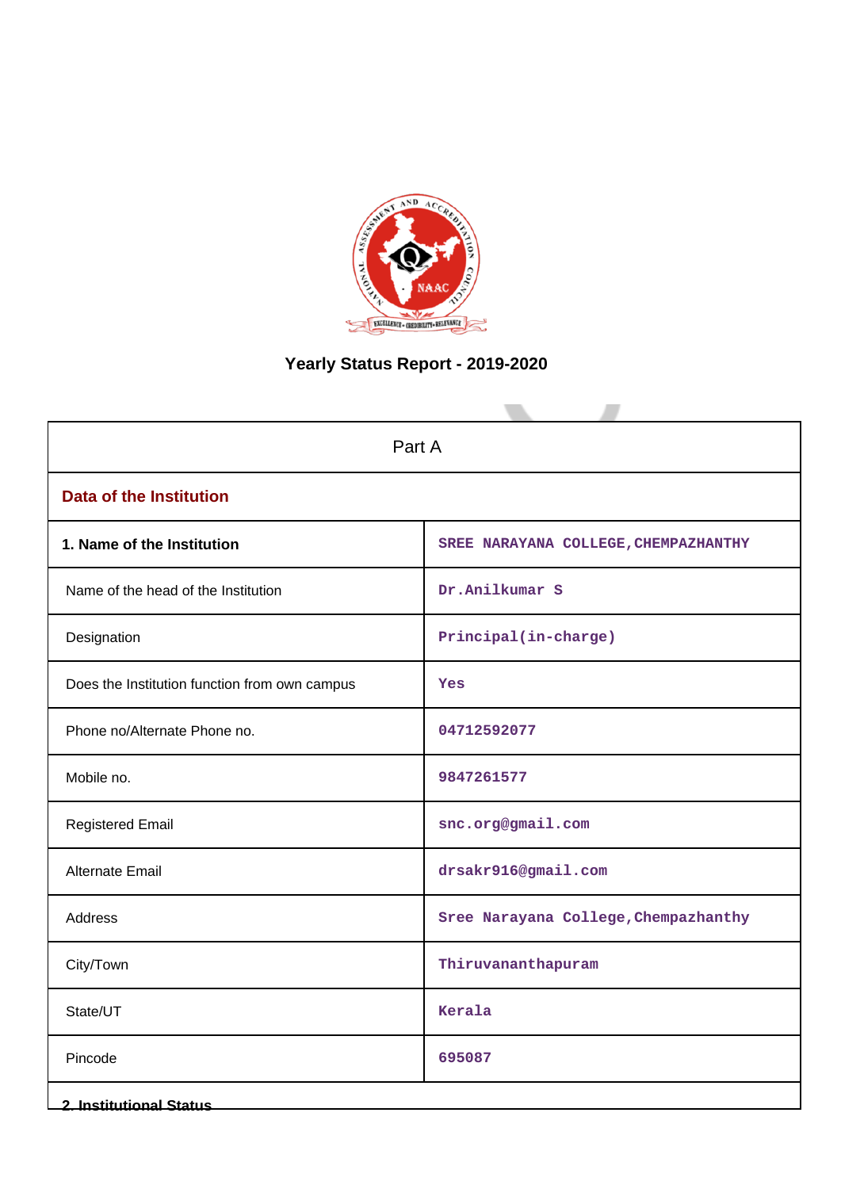# Yearly Status Report - 2019-2020

| Part A | |
|---|---|
| **Data of the Institution** | |
| **1. Name of the Institution** | SREE NARAYANA COLLEGE,CHEMPAZHANTHY |
| Name of the head of the Institution | Dr.Anilkumar S |
| Designation | Principal(in-charge) |
| Does the Institution function from own campus | Yes |
| Phone no/Alternate Phone no. | 04712592077 |
| Mobile no. | 9847261577 |
| Registered Email | snc.org@gmail.com |
| Alternate Email | drsakr916@gmail.com |
| Address | Sree Narayana College,Chempazhanthy |
| City/Town | Thiruvananthapuram |
| State/UT | Kerala |
| Pincode | 695087 |

**2. Institutional Status**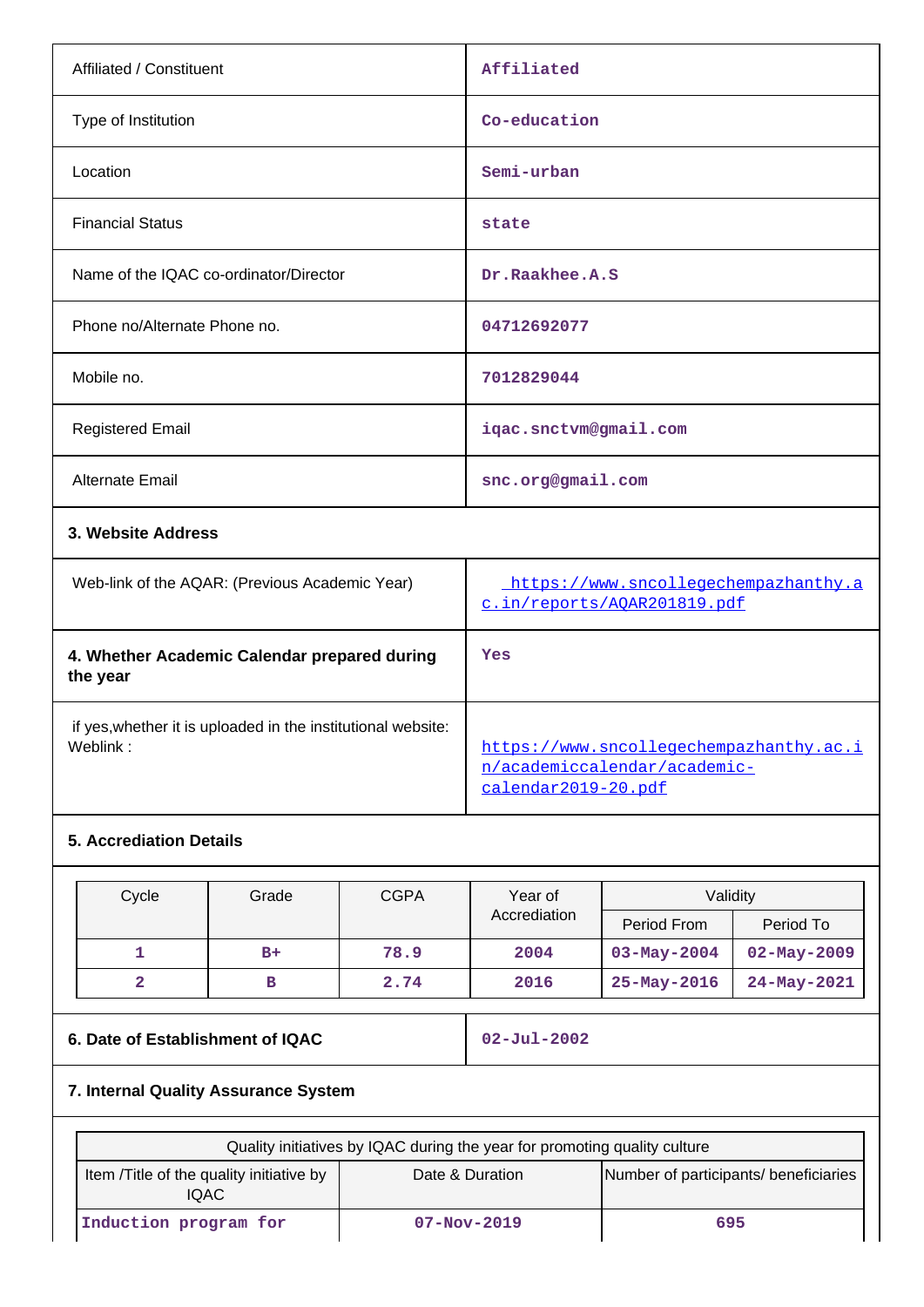| | |
|---|---|
| Affiliated / Constituent | Affiliated |
| Type of Institution | Co-education |
| Location | Semi-urban |
| Financial Status | state |
| Name of the IQAC co-ordinator/Director | Dr.Raakhee.A.S |
| Phone no/Alternate Phone no. | 04712692077 |
| Mobile no. | 7012829044 |
| Registered Email | iqac.snctvm@gmail.com |
| Alternate Email | snc.org@gmail.com |

**3. Website Address**

| | |
|---|---|
| Web-link of the AQAR: (Previous Academic Year) | https://www.sncollegechempazhanthy.ac.in/reports/AQAR201819.pdf |
| **4. Whether Academic Calendar prepared during the year** | Yes |
| if yes,whether it is uploaded in the institutional website: Weblink : | https://www.sncollegechempazhanthy.ac.in/academiccalendar/academic-calendar2019-20.pdf |

**5. Accrediation Details**

| Cycle | Grade | CGPA | Year of Accrediation | Validity | |
|---|---|---|---|---|---|
| | | | | Period From | Period To |
| 1 | B+ | 78.9 | 2004 | 03-May-2004 | 02-May-2009 |
| 2 | B | 2.74 | 2016 | 25-May-2016 | 24-May-2021 |

| | |
|---|---|
| **6. Date of Establishment of IQAC** | 02-Jul-2002 |

**7. Internal Quality Assurance System**

| Quality initiatives by IQAC during the year for promoting quality culture | | |
|---|---|---|
| Item /Title of the quality initiative by IQAC | Date & Duration | Number of participants/ beneficiaries |
| Induction program for | 07-Nov-2019 | 695 |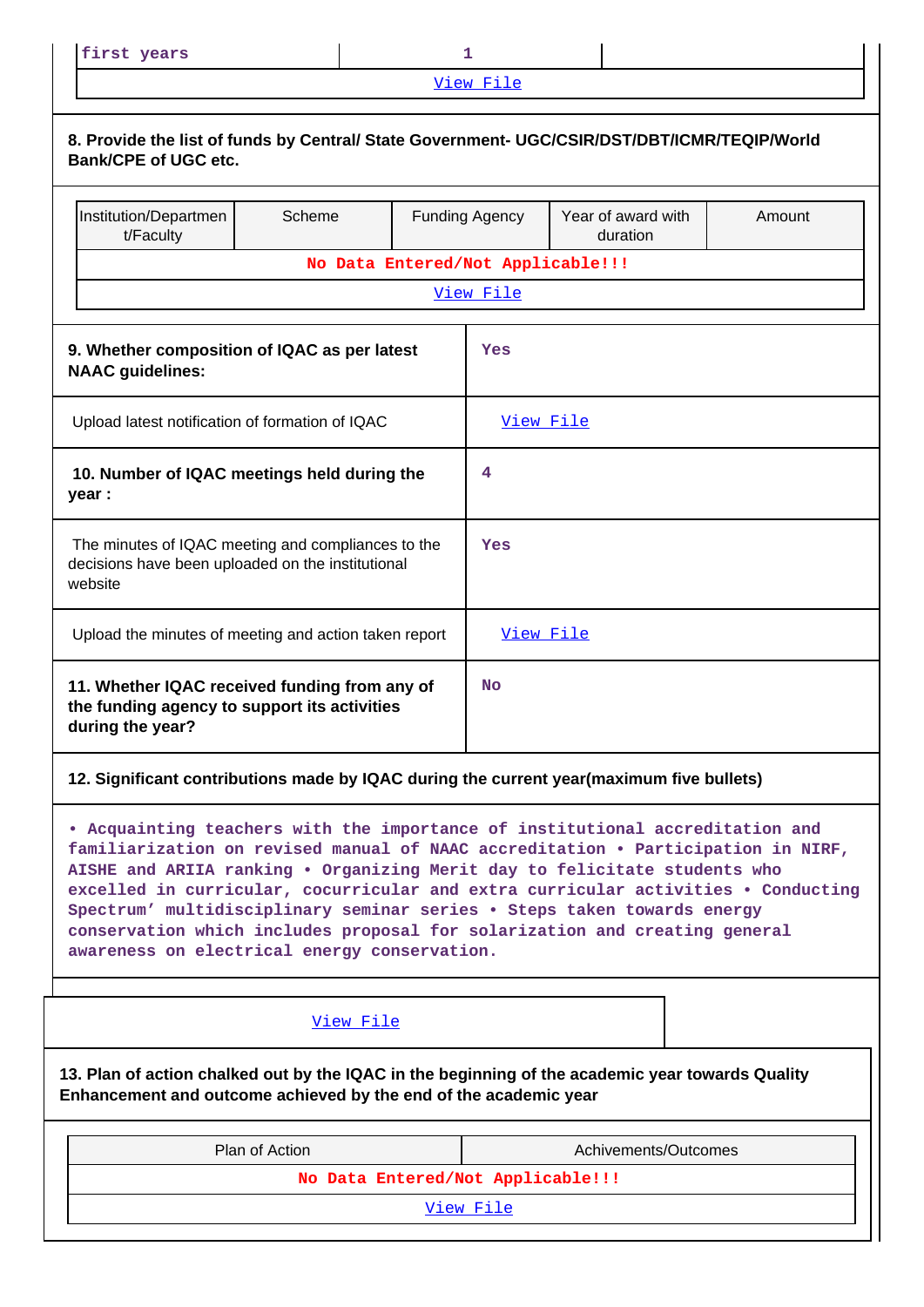| first years | 1 | |
|---|---|---|
| View File | | |

**8. Provide the list of funds by Central/ State Government- UGC/CSIR/DST/DBT/ICMR/TEQIP/World Bank/CPE of UGC etc.**

| Institution/Department/Faculty | Scheme | Funding Agency | Year of award with duration | Amount |
|---|---|---|---|---|
| No Data Entered/Not Applicable!!! | | | | |
| View File | | | | |

| | |
|---|---|
| **9. Whether composition of IQAC as per latest NAAC guidelines:** | Yes |
| Upload latest notification of formation of IQAC | View File |
| **10. Number of IQAC meetings held during the year :** | 4 |
| The minutes of IQAC meeting and compliances to the decisions have been uploaded on the institutional website | Yes |
| Upload the minutes of meeting and action taken report | View File |
| **11. Whether IQAC received funding from any of the funding agency to support its activities during the year?** | No |

**12. Significant contributions made by IQAC during the current year(maximum five bullets)**

• Acquainting teachers with the importance of institutional accreditation and familiarization on revised manual of NAAC accreditation • Participation in NIRF, AISHE and ARIIA ranking • Organizing Merit day to felicitate students who excelled in curricular, cocurricular and extra curricular activities • Conducting Spectrum' multidisciplinary seminar series • Steps taken towards energy conservation which includes proposal for solarization and creating general awareness on electrical energy conservation.

View File

**13. Plan of action chalked out by the IQAC in the beginning of the academic year towards Quality Enhancement and outcome achieved by the end of the academic year**

| Plan of Action | Achivements/Outcomes |
|---|---|
| No Data Entered/Not Applicable!!! | |
| View File | |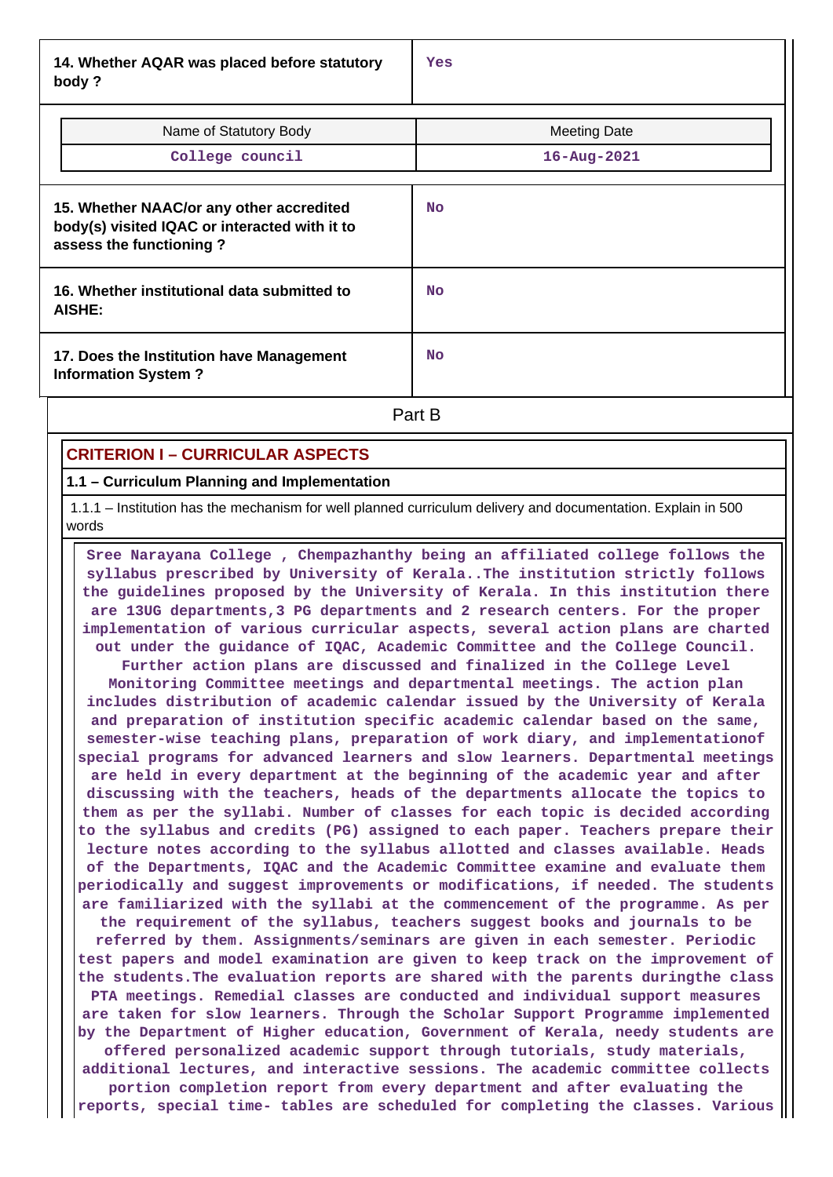| 14. Whether AQAR was placed before statutory body ? | Yes |
|---|---|

| Name of Statutory Body | Meeting Date |
|---|---|
| College council | 16-Aug-2021 |

| 15. Whether NAAC/or any other accredited body(s) visited IQAC or interacted with it to assess the functioning ? | No |
|---|---|
| 16. Whether institutional data submitted to AISHE: | No |
| 17. Does the Institution have Management Information System ? | No |

## Part B

## CRITERION I – CURRICULAR ASPECTS

### 1.1 – Curriculum Planning and Implementation

1.1.1 – Institution has the mechanism for well planned curriculum delivery and documentation. Explain in 500 words

Sree Narayana College , Chempazhanthy being an affiliated college follows the syllabus prescribed by University of Kerala..The institution strictly follows the guidelines proposed by the University of Kerala. In this institution there are 13UG departments,3 PG departments and 2 research centers. For the proper implementation of various curricular aspects, several action plans are charted out under the guidance of IQAC, Academic Committee and the College Council. Further action plans are discussed and finalized in the College Level Monitoring Committee meetings and departmental meetings. The action plan includes distribution of academic calendar issued by the University of Kerala and preparation of institution specific academic calendar based on the same, semester-wise teaching plans, preparation of work diary, and implementationof special programs for advanced learners and slow learners. Departmental meetings are held in every department at the beginning of the academic year and after discussing with the teachers, heads of the departments allocate the topics to them as per the syllabi. Number of classes for each topic is decided according to the syllabus and credits (PG) assigned to each paper. Teachers prepare their lecture notes according to the syllabus allotted and classes available. Heads of the Departments, IQAC and the Academic Committee examine and evaluate them periodically and suggest improvements or modifications, if needed. The students are familiarized with the syllabi at the commencement of the programme. As per the requirement of the syllabus, teachers suggest books and journals to be referred by them. Assignments/seminars are given in each semester. Periodic test papers and model examination are given to keep track on the improvement of the students.The evaluation reports are shared with the parents duringthe class PTA meetings. Remedial classes are conducted and individual support measures are taken for slow learners. Through the Scholar Support Programme implemented by the Department of Higher education, Government of Kerala, needy students are offered personalized academic support through tutorials, study materials, additional lectures, and interactive sessions. The academic committee collects portion completion report from every department and after evaluating the reports, special time- tables are scheduled for completing the classes. Various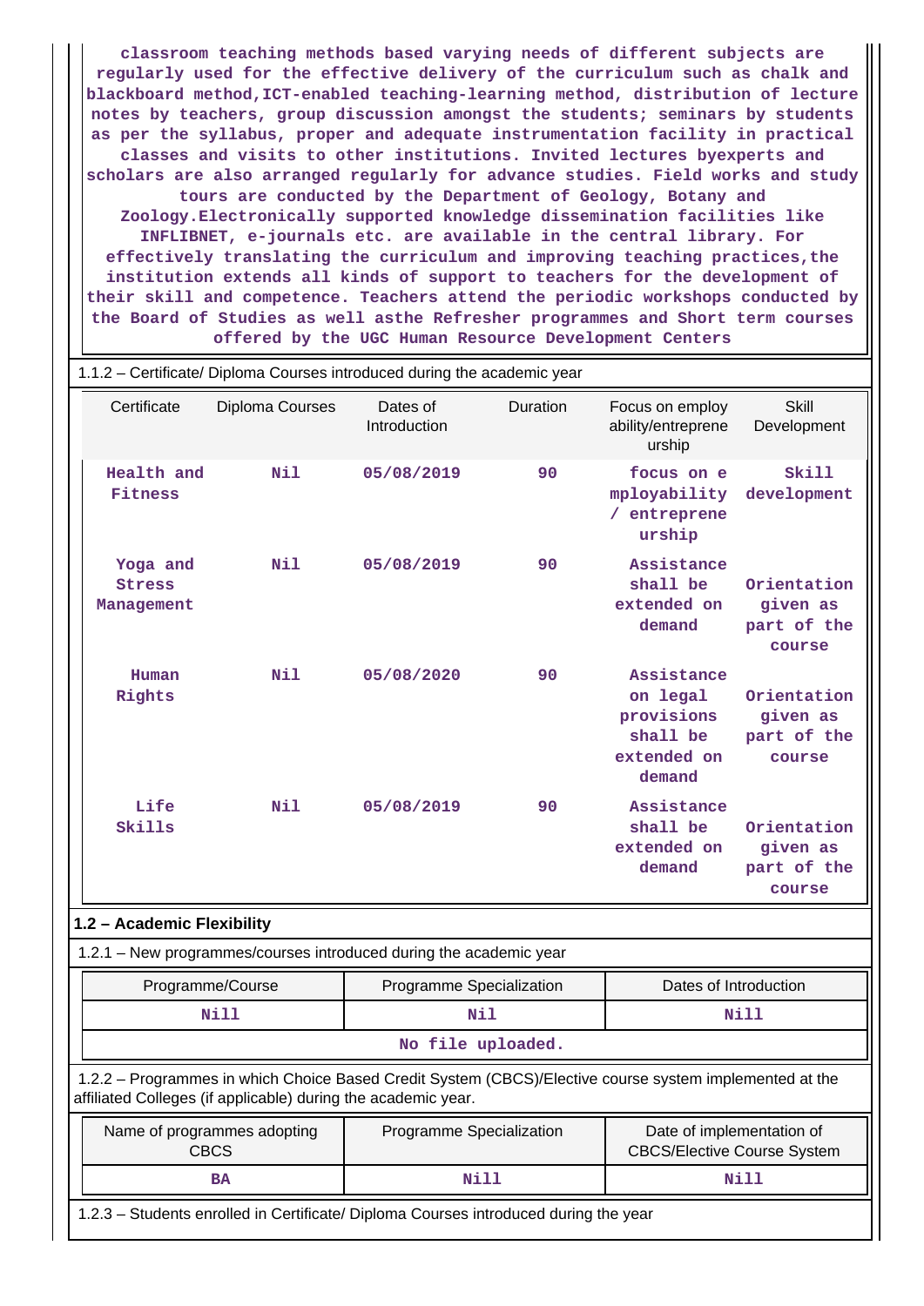classroom teaching methods based varying needs of different subjects are regularly used for the effective delivery of the curriculum such as chalk and blackboard method,ICT-enabled teaching-learning method, distribution of lecture notes by teachers, group discussion amongst the students; seminars by students as per the syllabus, proper and adequate instrumentation facility in practical classes and visits to other institutions. Invited lectures byexperts and scholars are also arranged regularly for advance studies. Field works and study tours are conducted by the Department of Geology, Botany and Zoology.Electronically supported knowledge dissemination facilities like INFLIBNET, e-journals etc. are available in the central library. For effectively translating the curriculum and improving teaching practices,the institution extends all kinds of support to teachers for the development of their skill and competence. Teachers attend the periodic workshops conducted by the Board of Studies as well asthe Refresher programmes and Short term courses offered by the UGC Human Resource Development Centers

1.1.2 – Certificate/ Diploma Courses introduced during the academic year

| Certificate | Diploma Courses | Dates of Introduction | Duration | Focus on employ ability/entreprene urship | Skill Development |
|---|---|---|---|---|---|
| Health and Fitness | Nil | 05/08/2019 | 90 | focus on e mployability / entreprene urship | Skill development |
| Yoga and Stress Management | Nil | 05/08/2019 | 90 | Assistance shall be extended on demand | Orientation given as part of the course |
| Human Rights | Nil | 05/08/2020 | 90 | Assistance on legal provisions shall be extended on demand | Orientation given as part of the course |
| Life Skills | Nil | 05/08/2019 | 90 | Assistance shall be extended on demand | Orientation given as part of the course |

## 1.2 – Academic Flexibility

1.2.1 – New programmes/courses introduced during the academic year

| Programme/Course | Programme Specialization | Dates of Introduction |
|---|---|---|
| Nill | Nil | Nill |
| No file uploaded. | | |

1.2.2 – Programmes in which Choice Based Credit System (CBCS)/Elective course system implemented at the affiliated Colleges (if applicable) during the academic year.

| Name of programmes adopting CBCS | Programme Specialization | Date of implementation of CBCS/Elective Course System |
|---|---|---|
| BA | Nill | Nill |

1.2.3 – Students enrolled in Certificate/ Diploma Courses introduced during the year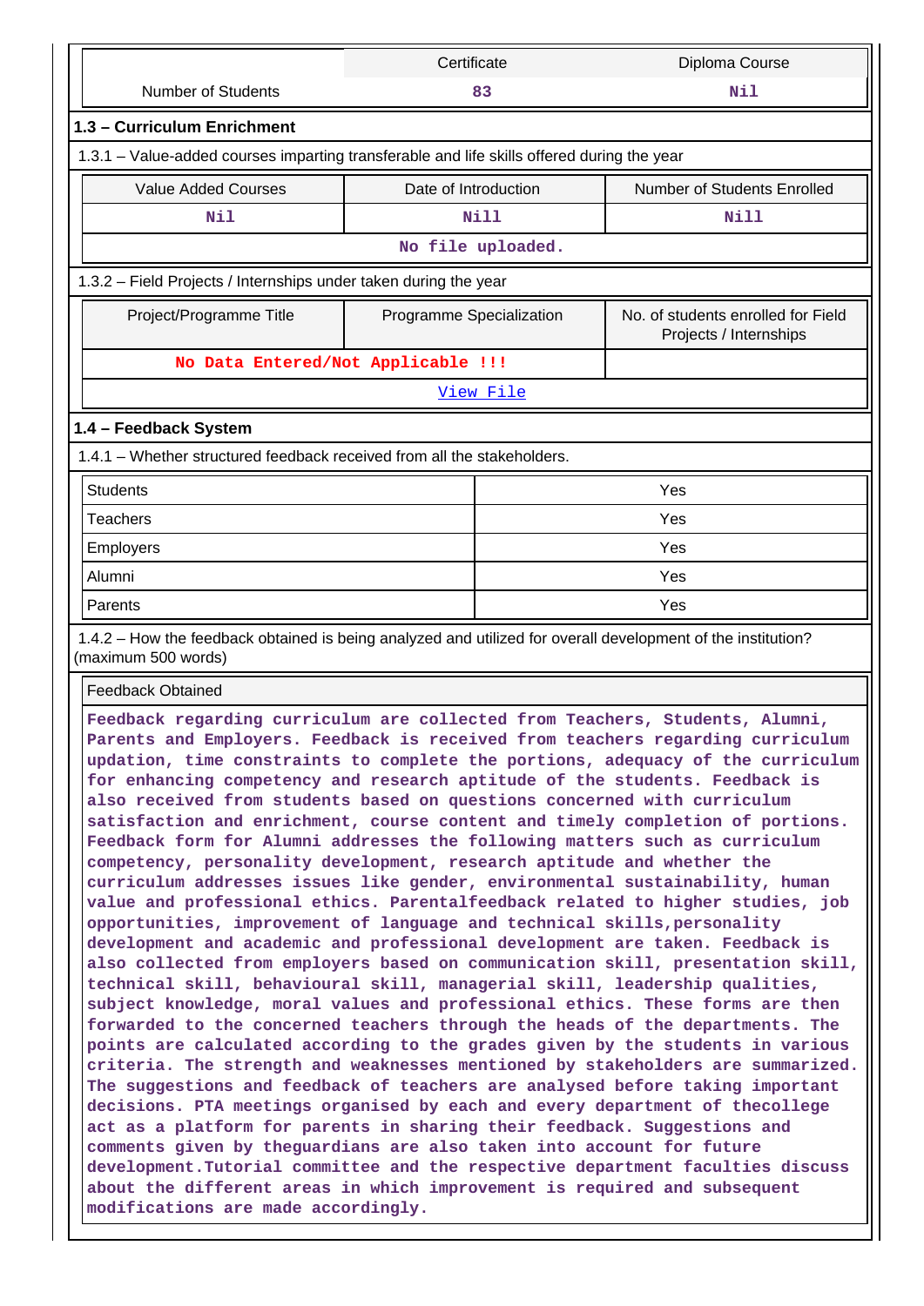| | Certificate | Diploma Course |
|---|---|---|
| Number of Students | 83 | Nil |

### 1.3 – Curriculum Enrichment

1.3.1 – Value-added courses imparting transferable and life skills offered during the year

| Value Added Courses | Date of Introduction | Number of Students Enrolled |
|---|---|---|
| Nil | Nill | Nill |

No file uploaded.

1.3.2 – Field Projects / Internships under taken during the year

| Project/Programme Title | Programme Specialization | No. of students enrolled for Field Projects / Internships |
|---|---|---|
| No Data Entered/Not Applicable !!! | | |

View File

### 1.4 – Feedback System

1.4.1 – Whether structured feedback received from all the stakeholders.

| | |
|---|---|
| Students | Yes |
| Teachers | Yes |
| Employers | Yes |
| Alumni | Yes |
| Parents | Yes |

1.4.2 – How the feedback obtained is being analyzed and utilized for overall development of the institution? (maximum 500 words)

Feedback Obtained

Feedback regarding curriculum are collected from Teachers, Students, Alumni, Parents and Employers. Feedback is received from teachers regarding curriculum updation, time constraints to complete the portions, adequacy of the curriculum for enhancing competency and research aptitude of the students. Feedback is also received from students based on questions concerned with curriculum satisfaction and enrichment, course content and timely completion of portions. Feedback form for Alumni addresses the following matters such as curriculum competency, personality development, research aptitude and whether the curriculum addresses issues like gender, environmental sustainability, human value and professional ethics. Parentalfeedback related to higher studies, job opportunities, improvement of language and technical skills,personality development and academic and professional development are taken. Feedback is also collected from employers based on communication skill, presentation skill, technical skill, behavioural skill, managerial skill, leadership qualities, subject knowledge, moral values and professional ethics. These forms are then forwarded to the concerned teachers through the heads of the departments. The points are calculated according to the grades given by the students in various criteria. The strength and weaknesses mentioned by stakeholders are summarized. The suggestions and feedback of teachers are analysed before taking important decisions. PTA meetings organised by each and every department of thecollege act as a platform for parents in sharing their feedback. Suggestions and comments given by theguardians are also taken into account for future development.Tutorial committee and the respective department faculties discuss about the different areas in which improvement is required and subsequent modifications are made accordingly.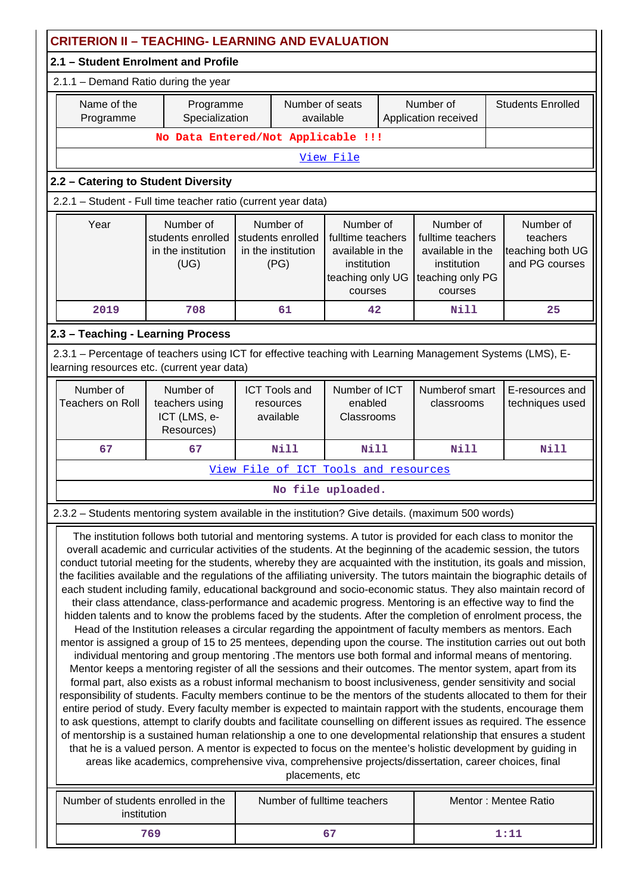## CRITERION II – TEACHING- LEARNING AND EVALUATION

### 2.1 – Student Enrolment and Profile

2.1.1 – Demand Ratio during the year

| Name of the Programme | Programme Specialization | Number of seats available | Number of Application received | Students Enrolled |
|---|---|---|---|---|
| No Data Entered/Not Applicable !!! | | | | |
| View File | | | | |

### 2.2 – Catering to Student Diversity

2.2.1 – Student - Full time teacher ratio (current year data)

| Year | Number of students enrolled in the institution (UG) | Number of students enrolled in the institution (PG) | Number of fulltime teachers available in the institution teaching only UG courses | Number of fulltime teachers available in the institution teaching only PG courses | Number of teachers teaching both UG and PG courses |
|---|---|---|---|---|---|
| 2019 | 708 | 61 | 42 | Nill | 25 |

### 2.3 – Teaching - Learning Process

2.3.1 – Percentage of teachers using ICT for effective teaching with Learning Management Systems (LMS), E-learning resources etc. (current year data)

| Number of Teachers on Roll | Number of teachers using ICT (LMS, e-Resources) | ICT Tools and resources available | Number of ICT enabled Classrooms | Numberof smart classrooms | E-resources and techniques used |
|---|---|---|---|---|---|
| 67 | 67 | Nill | Nill | Nill | Nill |
| View File of ICT Tools and resources | | | | | |
| No file uploaded. | | | | | |

2.3.2 – Students mentoring system available in the institution? Give details. (maximum 500 words)

The institution follows both tutorial and mentoring systems. A tutor is provided for each class to monitor the overall academic and curricular activities of the students. At the beginning of the academic session, the tutors conduct tutorial meeting for the students, whereby they are acquainted with the institution, its goals and mission, the facilities available and the regulations of the affiliating university. The tutors maintain the biographic details of each student including family, educational background and socio-economic status. They also maintain record of their class attendance, class-performance and academic progress. Mentoring is an effective way to find the hidden talents and to know the problems faced by the students. After the completion of enrolment process, the Head of the Institution releases a circular regarding the appointment of faculty members as mentors. Each mentor is assigned a group of 15 to 25 mentees, depending upon the course. The institution carries out out both individual mentoring and group mentoring .The mentors use both formal and informal means of mentoring. Mentor keeps a mentoring register of all the sessions and their outcomes. The mentor system, apart from its formal part, also exists as a robust informal mechanism to boost inclusiveness, gender sensitivity and social responsibility of students. Faculty members continue to be the mentors of the students allocated to them for their entire period of study. Every faculty member is expected to maintain rapport with the students, encourage them to ask questions, attempt to clarify doubts and facilitate counselling on different issues as required. The essence of mentorship is a sustained human relationship a one to one developmental relationship that ensures a student that he is a valued person. A mentor is expected to focus on the mentee's holistic development by guiding in areas like academics, comprehensive viva, comprehensive projects/dissertation, career choices, final placements, etc

| Number of students enrolled in the institution | Number of fulltime teachers | Mentor : Mentee Ratio |
|---|---|---|
| 769 | 67 | 1:11 |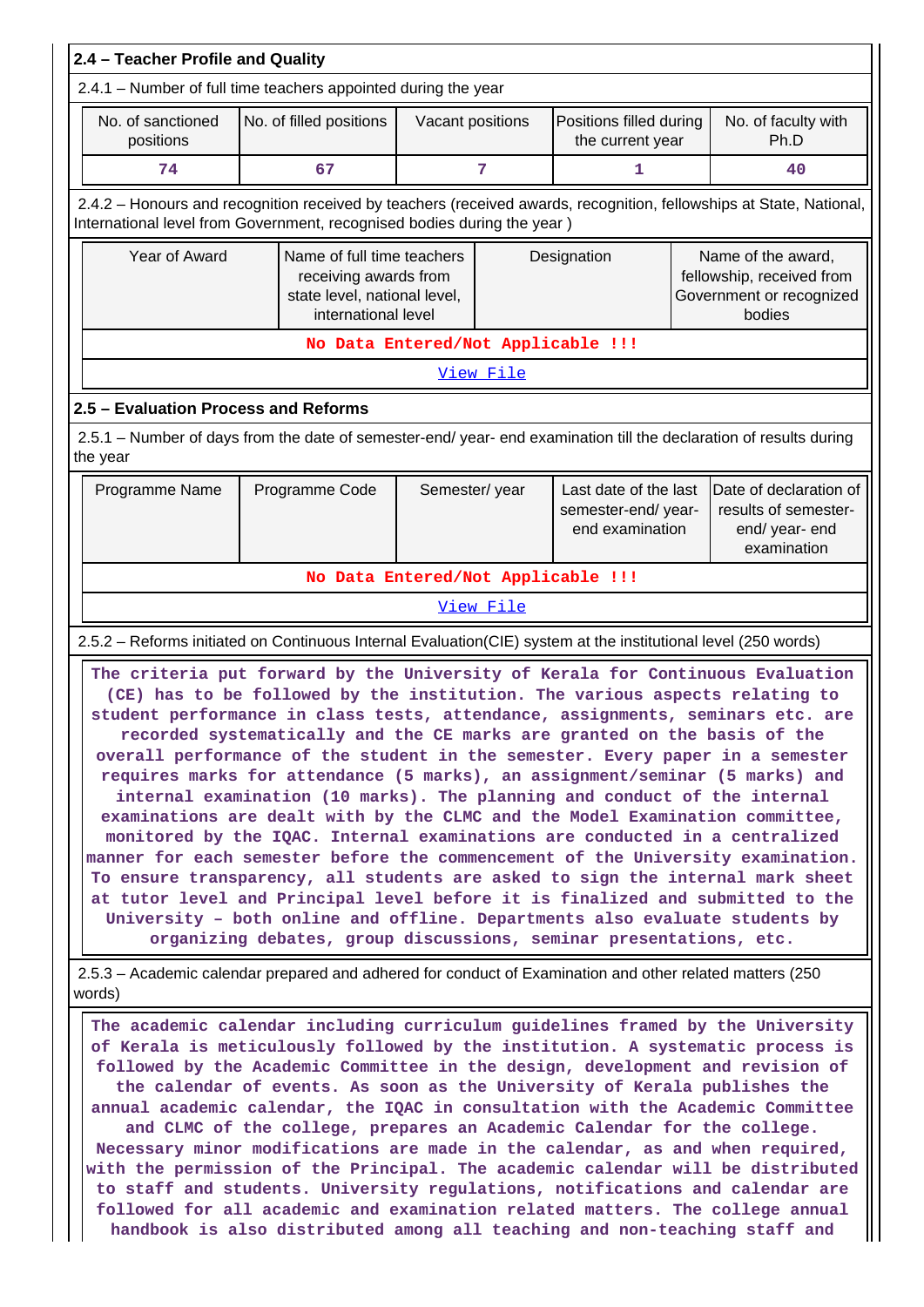## 2.4 – Teacher Profile and Quality

2.4.1 – Number of full time teachers appointed during the year

| No. of sanctioned positions | No. of filled positions | Vacant positions | Positions filled during the current year | No. of faculty with Ph.D |
|---|---|---|---|---|
| 74 | 67 | 7 | 1 | 40 |

2.4.2 – Honours and recognition received by teachers (received awards, recognition, fellowships at State, National, International level from Government, recognised bodies during the year )

| Year of Award | Name of full time teachers receiving awards from state level, national level, international level | Designation | Name of the award, fellowship, received from Government or recognized bodies |
|---|---|---|---|
| No Data Entered/Not Applicable !!! | | | |

View File

## 2.5 – Evaluation Process and Reforms

2.5.1 – Number of days from the date of semester-end/ year- end examination till the declaration of results during the year

| Programme Name | Programme Code | Semester/ year | Last date of the last semester-end/ year- end examination | Date of declaration of results of semester- end/ year- end examination |
|---|---|---|---|---|
| No Data Entered/Not Applicable !!! | | | | |

View File

2.5.2 – Reforms initiated on Continuous Internal Evaluation(CIE) system at the institutional level (250 words)

The criteria put forward by the University of Kerala for Continuous Evaluation (CE) has to be followed by the institution. The various aspects relating to student performance in class tests, attendance, assignments, seminars etc. are recorded systematically and the CE marks are granted on the basis of the overall performance of the student in the semester. Every paper in a semester requires marks for attendance (5 marks), an assignment/seminar (5 marks) and internal examination (10 marks). The planning and conduct of the internal examinations are dealt with by the CLMC and the Model Examination committee, monitored by the IQAC. Internal examinations are conducted in a centralized manner for each semester before the commencement of the University examination. To ensure transparency, all students are asked to sign the internal mark sheet at tutor level and Principal level before it is finalized and submitted to the University – both online and offline. Departments also evaluate students by organizing debates, group discussions, seminar presentations, etc.

2.5.3 – Academic calendar prepared and adhered for conduct of Examination and other related matters (250 words)

The academic calendar including curriculum guidelines framed by the University of Kerala is meticulously followed by the institution. A systematic process is followed by the Academic Committee in the design, development and revision of the calendar of events. As soon as the University of Kerala publishes the annual academic calendar, the IQAC in consultation with the Academic Committee and CLMC of the college, prepares an Academic Calendar for the college. Necessary minor modifications are made in the calendar, as and when required, with the permission of the Principal. The academic calendar will be distributed to staff and students. University regulations, notifications and calendar are followed for all academic and examination related matters. The college annual handbook is also distributed among all teaching and non-teaching staff and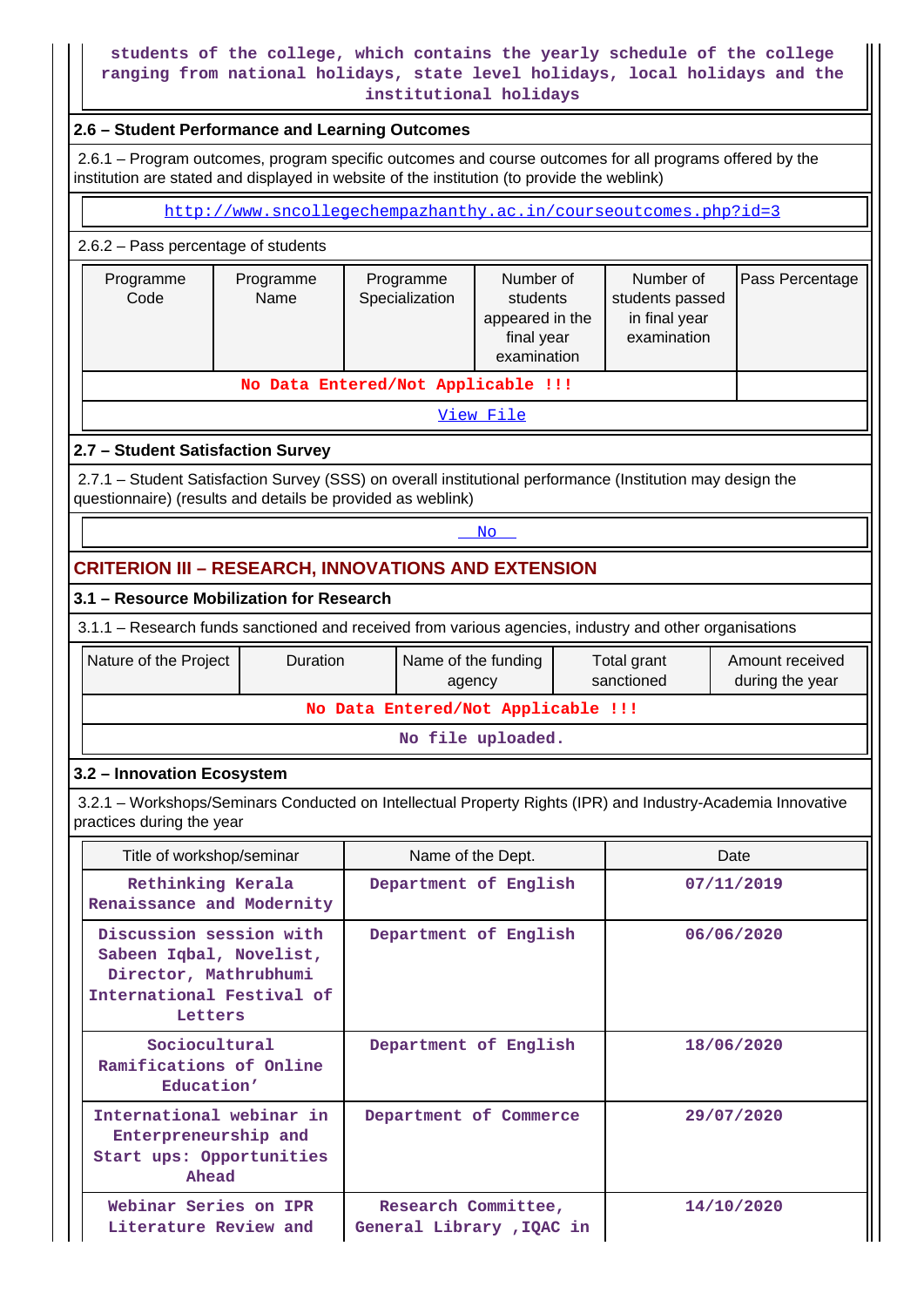students of the college, which contains the yearly schedule of the college ranging from national holidays, state level holidays, local holidays and the institutional holidays

### 2.6 – Student Performance and Learning Outcomes

2.6.1 – Program outcomes, program specific outcomes and course outcomes for all programs offered by the institution are stated and displayed in website of the institution (to provide the weblink)

http://www.sncollegechempazhanthy.ac.in/courseoutcomes.php?id=3

2.6.2 – Pass percentage of students

| Programme Code | Programme Name | Programme Specialization | Number of students appeared in the final year examination | Number of students passed in final year examination | Pass Percentage |
|---|---|---|---|---|---|
| No Data Entered/Not Applicable !!! | | | | | |
| View File | | | | | |

### 2.7 – Student Satisfaction Survey

2.7.1 – Student Satisfaction Survey (SSS) on overall institutional performance (Institution may design the questionnaire) (results and details be provided as weblink)

No

## CRITERION III – RESEARCH, INNOVATIONS AND EXTENSION

### 3.1 – Resource Mobilization for Research

3.1.1 – Research funds sanctioned and received from various agencies, industry and other organisations

| Nature of the Project | Duration | Name of the funding agency | Total grant sanctioned | Amount received during the year |
|---|---|---|---|---|
| No Data Entered/Not Applicable !!! | | | | |
| No file uploaded. | | | | |

### 3.2 – Innovation Ecosystem

3.2.1 – Workshops/Seminars Conducted on Intellectual Property Rights (IPR) and Industry-Academia Innovative practices during the year

| Title of workshop/seminar | Name of the Dept. | Date |
|---|---|---|
| Rethinking Kerala Renaissance and Modernity | Department of English | 07/11/2019 |
| Discussion session with Sabeen Iqbal, Novelist, Director, Mathrubhumi International Festival of Letters | Department of English | 06/06/2020 |
| Sociocultural Ramifications of Online Education’ | Department of English | 18/06/2020 |
| International webinar in Enterpreneurship and Start ups: Opportunities Ahead | Department of Commerce | 29/07/2020 |
| Webinar Series on IPR Literature Review and | Research Committee, General Library ,IQAC in | 14/10/2020 |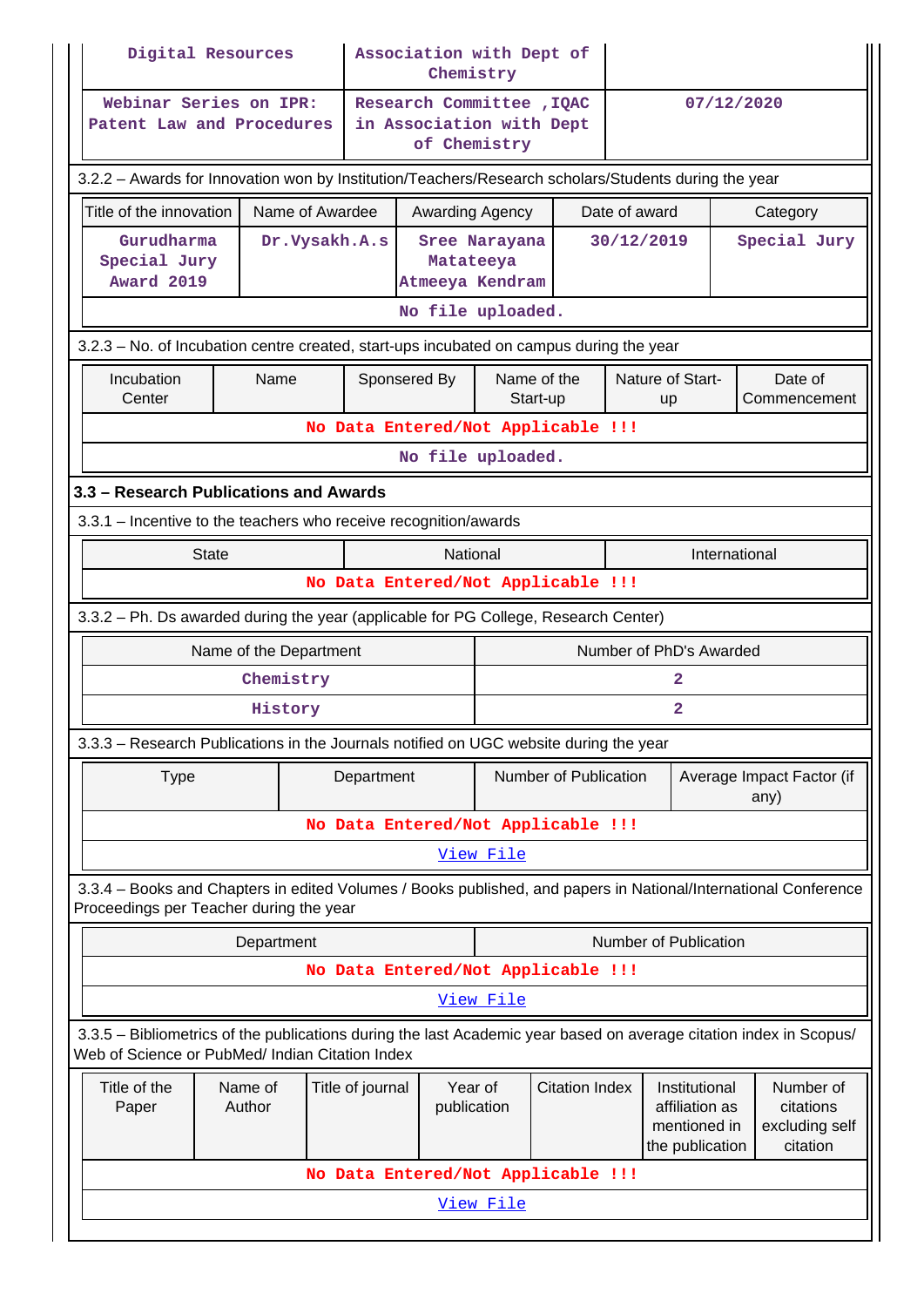| | | |
|---|---|---|
| Digital Resources | Association with Dept of Chemistry | |
| Webinar Series on IPR: Patent Law and Procedures | Research Committee ,IQAC in Association with Dept of Chemistry | 07/12/2020 |

3.2.2 – Awards for Innovation won by Institution/Teachers/Research scholars/Students during the year

| Title of the innovation | Name of Awardee | Awarding Agency | Date of award | Category |
|---|---|---|---|---|
| Gurudharma Special Jury Award 2019 | Dr.Vysakh.A.s | Sree Narayana Matateeya Atmeeya Kendram | 30/12/2019 | Special Jury |

No file uploaded.

3.2.3 – No. of Incubation centre created, start-ups incubated on campus during the year

| Incubation Center | Name | Sponsered By | Name of the Start-up | Nature of Start-up | Date of Commencement |
|---|---|---|---|---|---|

No Data Entered/Not Applicable !!!

No file uploaded.

### 3.3 – Research Publications and Awards

3.3.1 – Incentive to the teachers who receive recognition/awards

| State | National | International |
|---|---|---|

No Data Entered/Not Applicable !!!

3.3.2 – Ph. Ds awarded during the year (applicable for PG College, Research Center)

| Name of the Department | Number of PhD's Awarded |
|---|---|
| Chemistry | 2 |
| History | 2 |

3.3.3 – Research Publications in the Journals notified on UGC website during the year

| Type | Department | Number of Publication | Average Impact Factor (if any) |
|---|---|---|---|

No Data Entered/Not Applicable !!!

View File

3.3.4 – Books and Chapters in edited Volumes / Books published, and papers in National/International Conference Proceedings per Teacher during the year

| Department | Number of Publication |
|---|---|

No Data Entered/Not Applicable !!!

View File

3.3.5 – Bibliometrics of the publications during the last Academic year based on average citation index in Scopus/ Web of Science or PubMed/ Indian Citation Index

| Title of the Paper | Name of Author | Title of journal | Year of publication | Citation Index | Institutional affiliation as mentioned in the publication | Number of citations excluding self citation |
|---|---|---|---|---|---|---|

No Data Entered/Not Applicable !!!

View File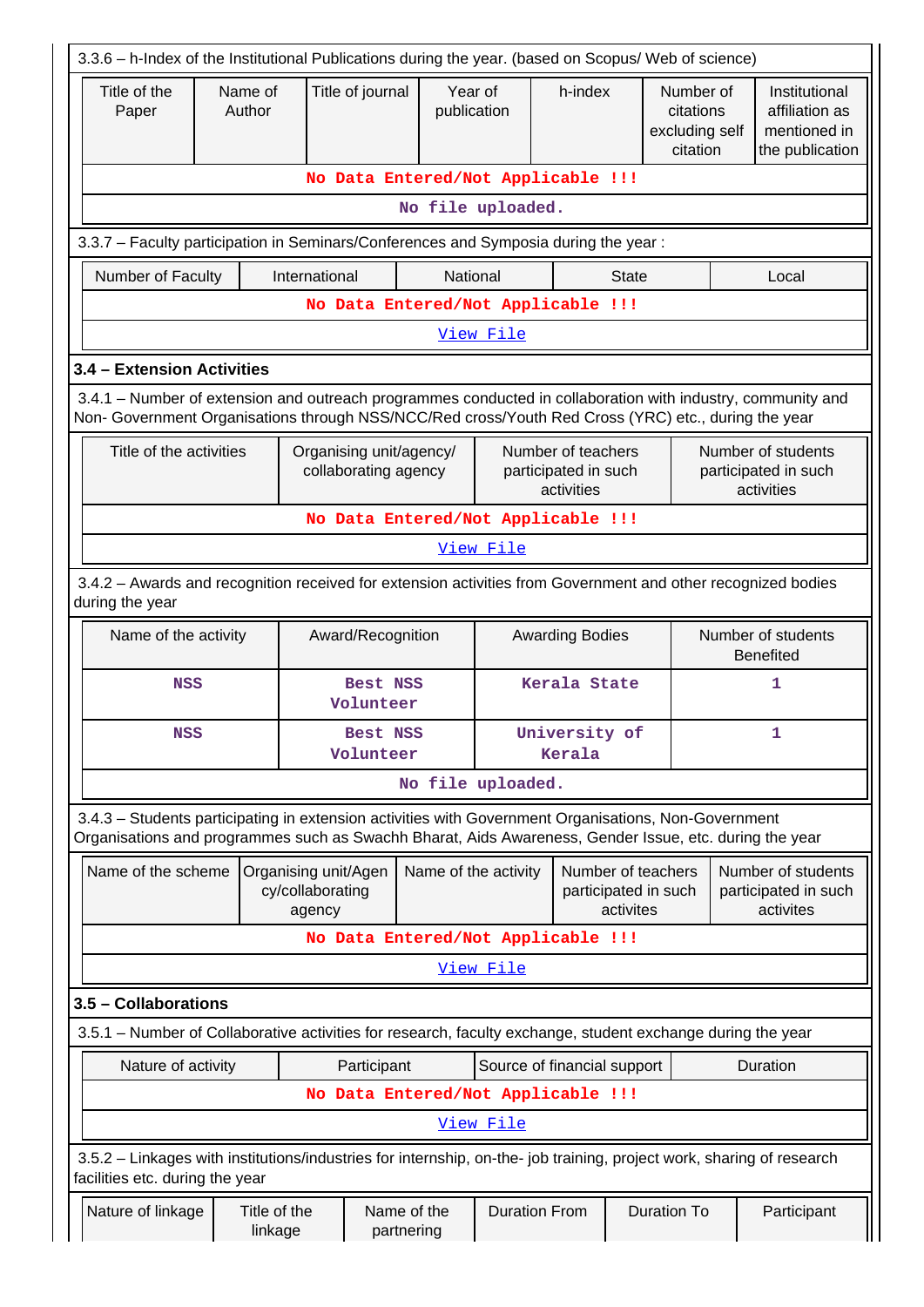3.3.6 – h-Index of the Institutional Publications during the year. (based on Scopus/ Web of science)

| Title of the Paper | Name of Author | Title of journal | Year of publication | h-index | Number of citations excluding self citation | Institutional affiliation as mentioned in the publication |
|---|---|---|---|---|---|---|
| No Data Entered/Not Applicable !!! | | | | | | |
| No file uploaded. | | | | | | |

3.3.7 – Faculty participation in Seminars/Conferences and Symposia during the year :

| Number of Faculty | International | National | State | Local |
|---|---|---|---|---|
| No Data Entered/Not Applicable !!! | | | | |
| View File | | | | |

**3.4 – Extension Activities**

3.4.1 – Number of extension and outreach programmes conducted in collaboration with industry, community and Non- Government Organisations through NSS/NCC/Red cross/Youth Red Cross (YRC) etc., during the year

| Title of the activities | Organising unit/agency/ collaborating agency | Number of teachers participated in such activities | Number of students participated in such activities |
|---|---|---|---|
| No Data Entered/Not Applicable !!! | | | |
| View File | | | |

3.4.2 – Awards and recognition received for extension activities from Government and other recognized bodies during the year

| Name of the activity | Award/Recognition | Awarding Bodies | Number of students Benefited |
|---|---|---|---|
| NSS | Best NSS Volunteer | Kerala State | 1 |
| NSS | Best NSS Volunteer | University of Kerala | 1 |
| No file uploaded. | | | |

3.4.3 – Students participating in extension activities with Government Organisations, Non-Government Organisations and programmes such as Swachh Bharat, Aids Awareness, Gender Issue, etc. during the year

| Name of the scheme | Organising unit/Agency/collaborating agency | Name of the activity | Number of teachers participated in such activites | Number of students participated in such activites |
|---|---|---|---|---|
| No Data Entered/Not Applicable !!! | | | | |
| View File | | | | |

**3.5 – Collaborations**

3.5.1 – Number of Collaborative activities for research, faculty exchange, student exchange during the year

| Nature of activity | Participant | Source of financial support | Duration |
|---|---|---|---|
| No Data Entered/Not Applicable !!! | | | |
| View File | | | |

3.5.2 – Linkages with institutions/industries for internship, on-the- job training, project work, sharing of research facilities etc. during the year

| Nature of linkage | Title of the linkage | Name of the partnering | Duration From | Duration To | Participant |
|---|---|---|---|---|---|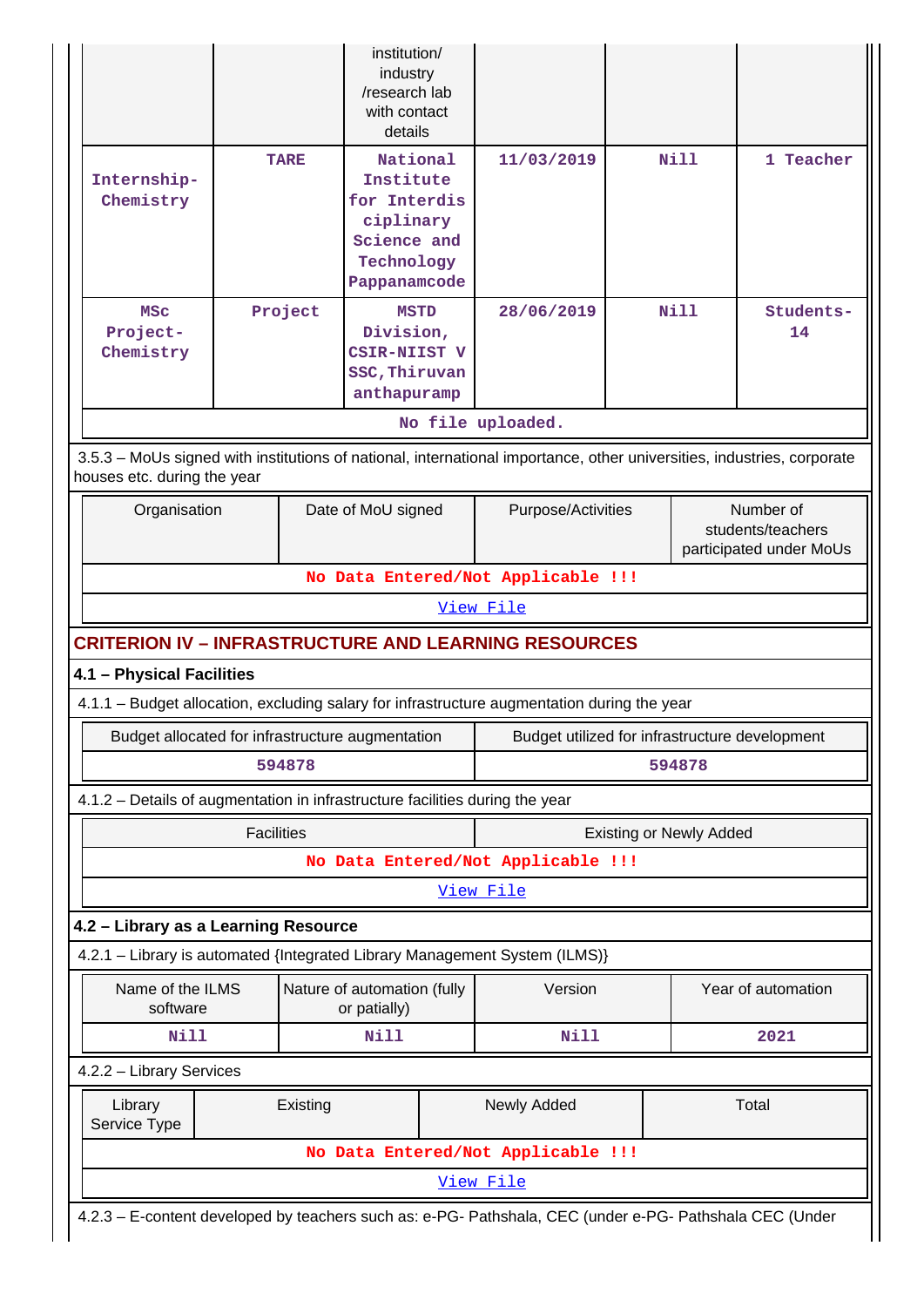| | | institution/ industry /research lab with contact details | | | |
|---|---|---|---|---|---|
| Internship-Chemistry | TARE | National Institute for Interdisciplinary Science and Technology Pappanamcode | 11/03/2019 | Nill | 1 Teacher |
| MSc Project-Chemistry | Project | MSTD Division, CSIR-NIIST VSSC,Thiruvananthapuramp | 28/06/2019 | Nill | Students-14 |
| No file uploaded. | | | | | |

3.5.3 – MoUs signed with institutions of national, international importance, other universities, industries, corporate houses etc. during the year

| Organisation | Date of MoU signed | Purpose/Activities | Number of students/teachers participated under MoUs |
|---|---|---|---|
| No Data Entered/Not Applicable !!! | | | |
| View File | | | |

## CRITERION IV – INFRASTRUCTURE AND LEARNING RESOURCES

### 4.1 – Physical Facilities

4.1.1 – Budget allocation, excluding salary for infrastructure augmentation during the year

| Budget allocated for infrastructure augmentation | Budget utilized for infrastructure development |
|---|---|
| 594878 | 594878 |

4.1.2 – Details of augmentation in infrastructure facilities during the year

| Facilities | Existing or Newly Added |
|---|---|
| No Data Entered/Not Applicable !!! | |
| View File | |

### 4.2 – Library as a Learning Resource

4.2.1 – Library is automated {Integrated Library Management System (ILMS)}

| Name of the ILMS software | Nature of automation (fully or patially) | Version | Year of automation |
|---|---|---|---|
| Nill | Nill | Nill | 2021 |

4.2.2 – Library Services

| Library Service Type | Existing | Newly Added | Total |
|---|---|---|---|
| No Data Entered/Not Applicable !!! | | | |
| View File | | | |

4.2.3 – E-content developed by teachers such as: e-PG- Pathshala, CEC (under e-PG- Pathshala CEC (Under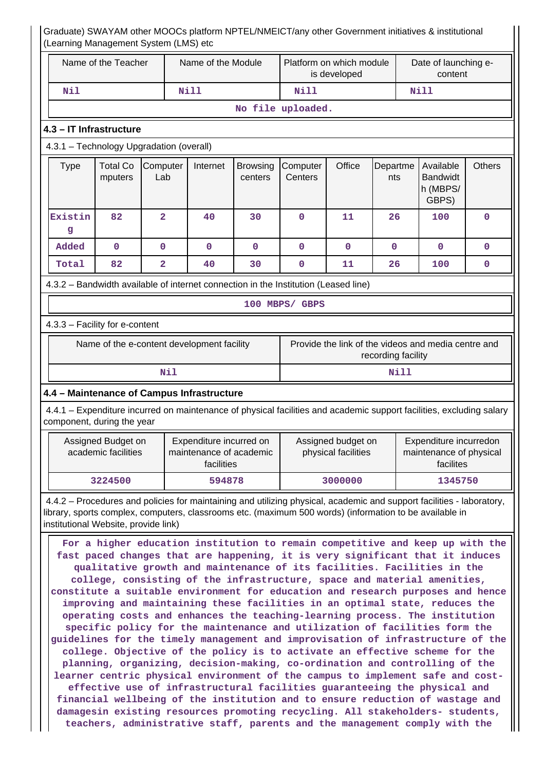Graduate) SWAYAM other MOOCs platform NPTEL/NMEICT/any other Government initiatives & institutional (Learning Management System (LMS) etc

| Name of the Teacher | Name of the Module | Platform on which module is developed | Date of launching e-content |
|---|---|---|---|
| Nil | Nill | Nill | Nill |
| No file uploaded. | | | |

### 4.3 – IT Infrastructure

4.3.1 – Technology Upgradation (overall)

| Type | Total Computers | Computer Lab | Internet | Browsing centers | Computer Centers | Office | Departments | Available Bandwidth (MBPS/ GBPS) | Others |
|---|---|---|---|---|---|---|---|---|---|
| Existing | 82 | 2 | 40 | 30 | 0 | 11 | 26 | 100 | 0 |
| Added | 0 | 0 | 0 | 0 | 0 | 0 | 0 | 0 | 0 |
| Total | 82 | 2 | 40 | 30 | 0 | 11 | 26 | 100 | 0 |

4.3.2 – Bandwidth available of internet connection in the Institution (Leased line)

100 MBPS/ GBPS

4.3.3 – Facility for e-content

| Name of the e-content development facility | Provide the link of the videos and media centre and recording facility |
|---|---|
| Nil | Nill |

### 4.4 – Maintenance of Campus Infrastructure

4.4.1 – Expenditure incurred on maintenance of physical facilities and academic support facilities, excluding salary component, during the year

| Assigned Budget on academic facilities | Expenditure incurred on maintenance of academic facilities | Assigned budget on physical facilities | Expenditure incurredon maintenance of physical facilites |
|---|---|---|---|
| 3224500 | 594878 | 3000000 | 1345750 |

4.4.2 – Procedures and policies for maintaining and utilizing physical, academic and support facilities - laboratory, library, sports complex, computers, classrooms etc. (maximum 500 words) (information to be available in institutional Website, provide link)

For a higher education institution to remain competitive and keep up with the fast paced changes that are happening, it is very significant that it induces qualitative growth and maintenance of its facilities. Facilities in the college, consisting of the infrastructure, space and material amenities, constitute a suitable environment for education and research purposes and hence improving and maintaining these facilities in an optimal state, reduces the operating costs and enhances the teaching-learning process. The institution specific policy for the maintenance and utilization of facilities form the guidelines for the timely management and improvisation of infrastructure of the college. Objective of the policy is to activate an effective scheme for the planning, organizing, decision-making, co-ordination and controlling of the learner centric physical environment of the campus to implement safe and cost-effective use of infrastructural facilities guaranteeing the physical and financial wellbeing of the institution and to ensure reduction of wastage and damagesin existing resources promoting recycling. All stakeholders- students, teachers, administrative staff, parents and the management comply with the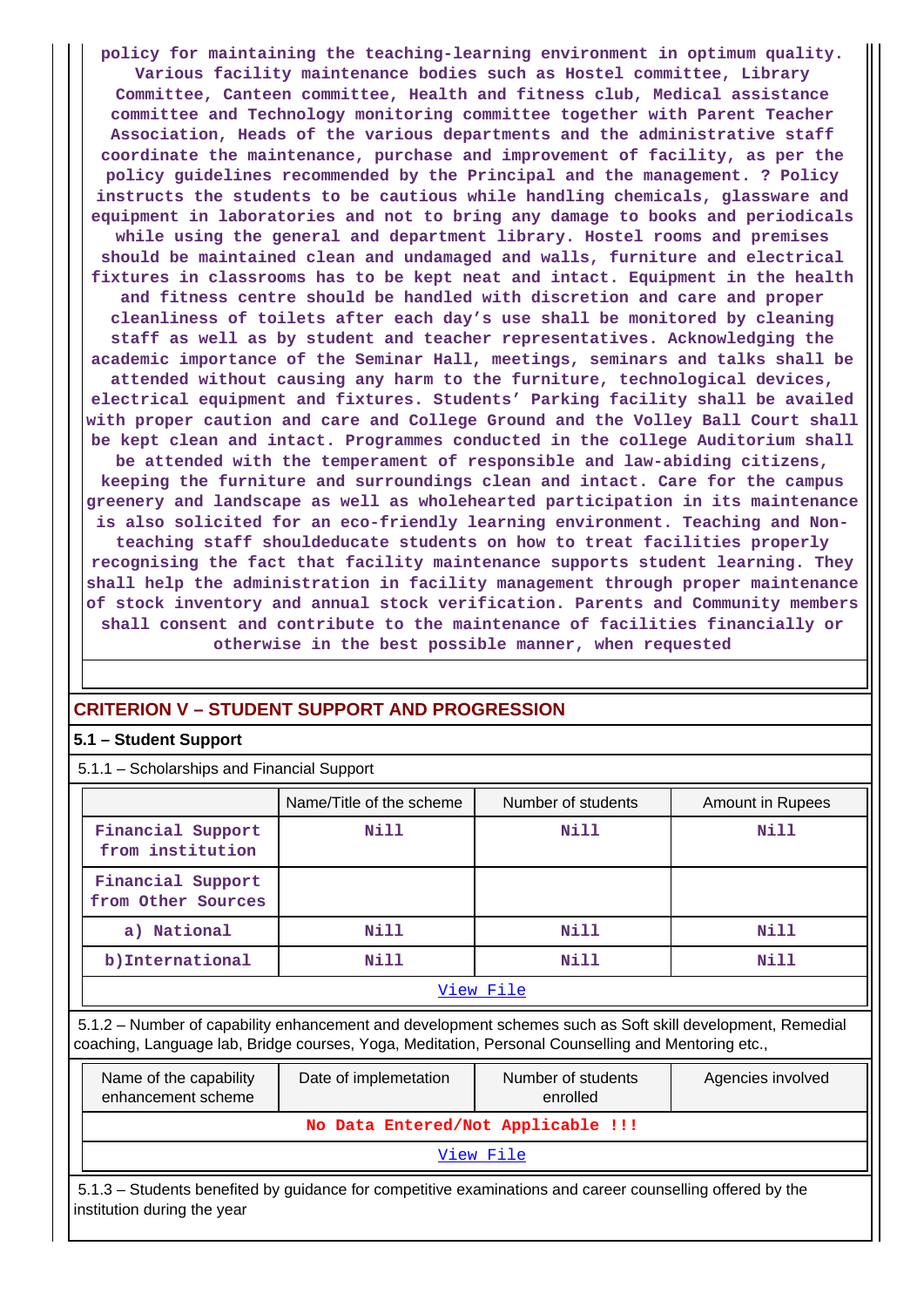policy for maintaining the teaching-learning environment in optimum quality. Various facility maintenance bodies such as Hostel committee, Library Committee, Canteen committee, Health and fitness club, Medical assistance committee and Technology monitoring committee together with Parent Teacher Association, Heads of the various departments and the administrative staff coordinate the maintenance, purchase and improvement of facility, as per the policy guidelines recommended by the Principal and the management. ? Policy instructs the students to be cautious while handling chemicals, glassware and equipment in laboratories and not to bring any damage to books and periodicals while using the general and department library. Hostel rooms and premises should be maintained clean and undamaged and walls, furniture and electrical fixtures in classrooms has to be kept neat and intact. Equipment in the health and fitness centre should be handled with discretion and care and proper cleanliness of toilets after each day's use shall be monitored by cleaning staff as well as by student and teacher representatives. Acknowledging the academic importance of the Seminar Hall, meetings, seminars and talks shall be attended without causing any harm to the furniture, technological devices, electrical equipment and fixtures. Students' Parking facility shall be availed with proper caution and care and College Ground and the Volley Ball Court shall be kept clean and intact. Programmes conducted in the college Auditorium shall be attended with the temperament of responsible and law-abiding citizens, keeping the furniture and surroundings clean and intact. Care for the campus greenery and landscape as well as wholehearted participation in its maintenance is also solicited for an eco-friendly learning environment. Teaching and Non-teaching staff shouldeducate students on how to treat facilities properly recognising the fact that facility maintenance supports student learning. They shall help the administration in facility management through proper maintenance of stock inventory and annual stock verification. Parents and Community members shall consent and contribute to the maintenance of facilities financially or otherwise in the best possible manner, when requested

## CRITERION V – STUDENT SUPPORT AND PROGRESSION

### 5.1 – Student Support

5.1.1 – Scholarships and Financial Support

| | Name/Title of the scheme | Number of students | Amount in Rupees |
|---|---|---|---|
| Financial Support from institution | Nill | Nill | Nill |
| Financial Support from Other Sources | | | |
| a) National | Nill | Nill | Nill |
| b)International | Nill | Nill | Nill |

View File

5.1.2 – Number of capability enhancement and development schemes such as Soft skill development, Remedial coaching, Language lab, Bridge courses, Yoga, Meditation, Personal Counselling and Mentoring etc.,

| Name of the capability enhancement scheme | Date of implemetation | Number of students enrolled | Agencies involved |
|---|---|---|---|
| No Data Entered/Not Applicable !!! | | | |

View File

5.1.3 – Students benefited by guidance for competitive examinations and career counselling offered by the institution during the year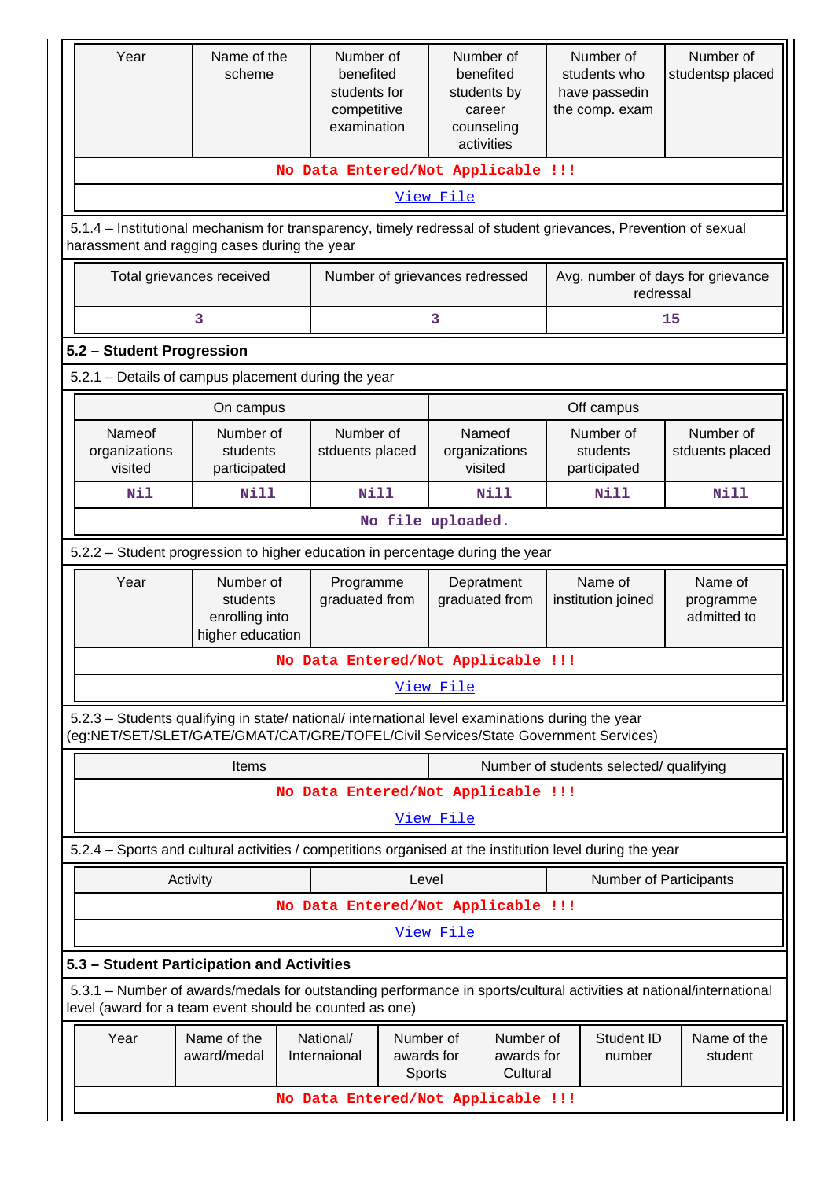| Year | Name of the scheme | Number of benefited students for competitive examination | Number of benefited students by career counseling activities | Number of students who have passedin the comp. exam | Number of studentsp placed |
|---|---|---|---|---|---|
| No Data Entered/Not Applicable !!! | | | | | |
| View File | | | | | |

5.1.4 – Institutional mechanism for transparency, timely redressal of student grievances, Prevention of sexual harassment and ragging cases during the year

| Total grievances received | Number of grievances redressed | Avg. number of days for grievance redressal |
|---|---|---|
| 3 | 3 | 15 |

**5.2 – Student Progression**

5.2.1 – Details of campus placement during the year

| On campus | | | Off campus | | |
|---|---|---|---|---|---|
| Nameof organizations visited | Number of students participated | Number of stduents placed | Nameof organizations visited | Number of students participated | Number of stduents placed |
| Nil | Nill | Nill | Nill | Nill | Nill |
| No file uploaded. | | | | | |

5.2.2 – Student progression to higher education in percentage during the year

| Year | Number of students enrolling into higher education | Programme graduated from | Depratment graduated from | Name of institution joined | Name of programme admitted to |
|---|---|---|---|---|---|
| No Data Entered/Not Applicable !!! | | | | | |
| View File | | | | | |

5.2.3 – Students qualifying in state/ national/ international level examinations during the year (eg:NET/SET/SLET/GATE/GMAT/CAT/GRE/TOFEL/Civil Services/State Government Services)

| Items | Number of students selected/ qualifying |
|---|---|
| No Data Entered/Not Applicable !!! | |
| View File | |

5.2.4 – Sports and cultural activities / competitions organised at the institution level during the year

| Activity | Level | Number of Participants |
|---|---|---|
| No Data Entered/Not Applicable !!! | | |
| View File | | |

**5.3 – Student Participation and Activities**

5.3.1 – Number of awards/medals for outstanding performance in sports/cultural activities at national/international level (award for a team event should be counted as one)

| Year | Name of the award/medal | National/ Internaional | Number of awards for Sports | Number of awards for Cultural | Student ID number | Name of the student |
|---|---|---|---|---|---|---|
| No Data Entered/Not Applicable !!! | | | | | | |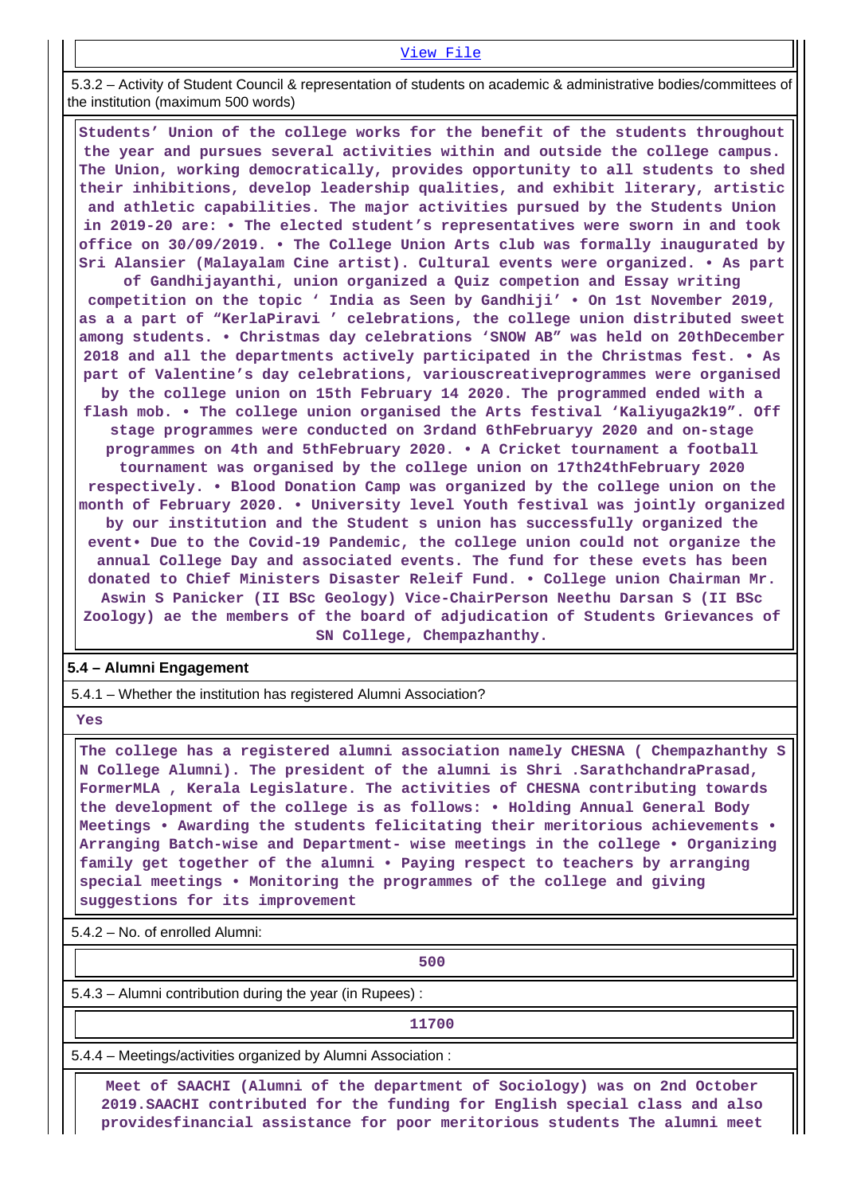[View File]

5.3.2 – Activity of Student Council & representation of students on academic & administrative bodies/committees of the institution (maximum 500 words)

**Students' Union of the college works for the benefit of the students throughout the year and pursues several activities within and outside the college campus. The Union, working democratically, provides opportunity to all students to shed their inhibitions, develop leadership qualities, and exhibit literary, artistic and athletic capabilities. The major activities pursued by the Students Union in 2019-20 are: • The elected student's representatives were sworn in and took office on 30/09/2019. • The College Union Arts club was formally inaugurated by Sri Alansier (Malayalam Cine artist). Cultural events were organized. • As part of Gandhijayanthi, union organized a Quiz competion and Essay writing competition on the topic ' India as Seen by Gandhiji' • On 1st November 2019, as a part of "KerlaPiravi ' celebrations, the college union distributed sweet among students. • Christmas day celebrations 'SNOW AB" was held on 20thDecember 2018 and all the departments actively participated in the Christmas fest. • As part of Valentine's day celebrations, variouscreativeprogrammes were organised by the college union on 15th February 14 2020. The programmed ended with a flash mob. • The college union organised the Arts festival 'Kaliyuga2k19". Off stage programmes were conducted on 3rdand 6thFebruaryy 2020 and on-stage programmes on 4th and 5thFebruary 2020. • A Cricket tournament a football tournament was organised by the college union on 17th24thFebruary 2020 respectively. • Blood Donation Camp was organized by the college union on the month of February 2020. • University level Youth festival was jointly organized by our institution and the Student s union has successfully organized the event• Due to the Covid-19 Pandemic, the college union could not organize the annual College Day and associated events. The fund for these evets has been donated to Chief Ministers Disaster Releif Fund. • College union Chairman Mr. Aswin S Panicker (II BSc Geology) Vice-ChairPerson Neethu Darsan S (II BSc Zoology) ae the members of the board of adjudication of Students Grievances of SN College, Chempazhanthy.**

**5.4 – Alumni Engagement**

5.4.1 – Whether the institution has registered Alumni Association?

**Yes**

**The college has a registered alumni association namely CHESNA ( Chempazhanthy S N College Alumni). The president of the alumni is Shri .SarathchandraPrasad, FormerMLA , Kerala Legislature. The activities of CHESNA contributing towards the development of the college is as follows: • Holding Annual General Body Meetings • Awarding the students felicitating their meritorious achievements • Arranging Batch-wise and Department- wise meetings in the college • Organizing family get together of the alumni • Paying respect to teachers by arranging special meetings • Monitoring the programmes of the college and giving suggestions for its improvement**

5.4.2 – No. of enrolled Alumni:

**500**

5.4.3 – Alumni contribution during the year (in Rupees) :

**11700**

5.4.4 – Meetings/activities organized by Alumni Association :

**Meet of SAACHI (Alumni of the department of Sociology) was on 2nd October 2019.SAACHI contributed for the funding for English special class and also providesfinancial assistance for poor meritorious students The alumni meet**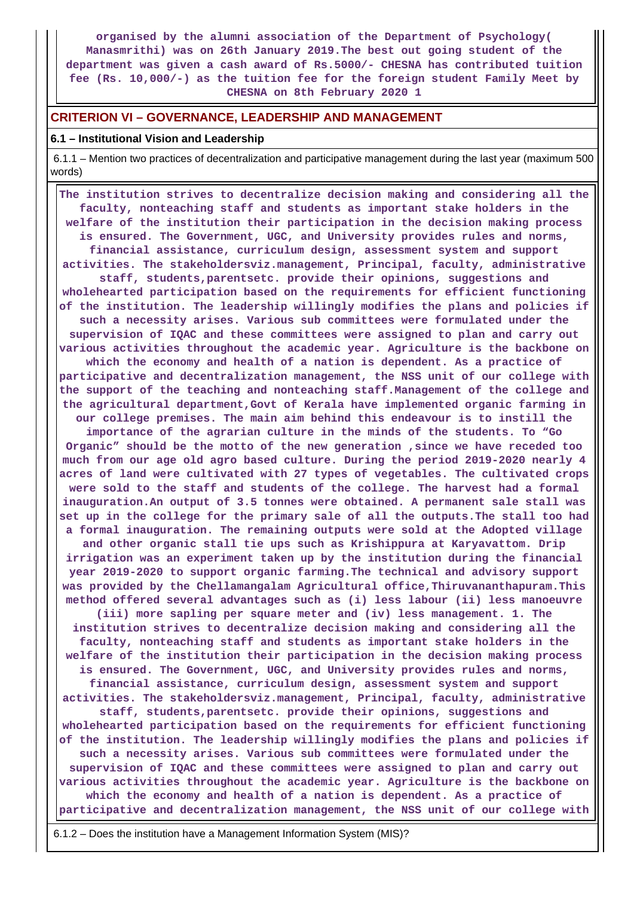organised by the alumni association of the Department of Psychology( Manasmrithi) was on 26th January 2019.The best out going student of the department was given a cash award of Rs.5000/- CHESNA has contributed tuition fee (Rs. 10,000/-) as the tuition fee for the foreign student Family Meet by CHESNA on 8th February 2020 1

## CRITERION VI – GOVERNANCE, LEADERSHIP AND MANAGEMENT

### 6.1 – Institutional Vision and Leadership

6.1.1 – Mention two practices of decentralization and participative management during the last year (maximum 500 words)

The institution strives to decentralize decision making and considering all the faculty, nonteaching staff and students as important stake holders in the welfare of the institution their participation in the decision making process is ensured. The Government, UGC, and University provides rules and norms, financial assistance, curriculum design, assessment system and support activities. The stakeholdersviz.management, Principal, faculty, administrative staff, students,parentsetc. provide their opinions, suggestions and wholehearted participation based on the requirements for efficient functioning of the institution. The leadership willingly modifies the plans and policies if such a necessity arises. Various sub committees were formulated under the supervision of IQAC and these committees were assigned to plan and carry out various activities throughout the academic year. Agriculture is the backbone on which the economy and health of a nation is dependent. As a practice of participative and decentralization management, the NSS unit of our college with the support of the teaching and nonteaching staff.Management of the college and the agricultural department,Govt of Kerala have implemented organic farming in our college premises. The main aim behind this endeavour is to instill the importance of the agrarian culture in the minds of the students. To "Go Organic" should be the motto of the new generation ,since we have receded too much from our age old agro based culture. During the period 2019-2020 nearly 4 acres of land were cultivated with 27 types of vegetables. The cultivated crops were sold to the staff and students of the college. The harvest had a formal inauguration.An output of 3.5 tonnes were obtained. A permanent sale stall was set up in the college for the primary sale of all the outputs.The stall too had a formal inauguration. The remaining outputs were sold at the Adopted village and other organic stall tie ups such as Krishippura at Karyavattom. Drip irrigation was an experiment taken up by the institution during the financial year 2019-2020 to support organic farming.The technical and advisory support was provided by the Chellamangalam Agricultural office,Thiruvananthapuram.This method offered several advantages such as (i) less labour (ii) less manoeuvre (iii) more sapling per square meter and (iv) less management. 1. The institution strives to decentralize decision making and considering all the faculty, nonteaching staff and students as important stake holders in the welfare of the institution their participation in the decision making process is ensured. The Government, UGC, and University provides rules and norms, financial assistance, curriculum design, assessment system and support activities. The stakeholdersviz.management, Principal, faculty, administrative staff, students,parentsetc. provide their opinions, suggestions and wholehearted participation based on the requirements for efficient functioning of the institution. The leadership willingly modifies the plans and policies if such a necessity arises. Various sub committees were formulated under the supervision of IQAC and these committees were assigned to plan and carry out various activities throughout the academic year. Agriculture is the backbone on which the economy and health of a nation is dependent. As a practice of participative and decentralization management, the NSS unit of our college with

6.1.2 – Does the institution have a Management Information System (MIS)?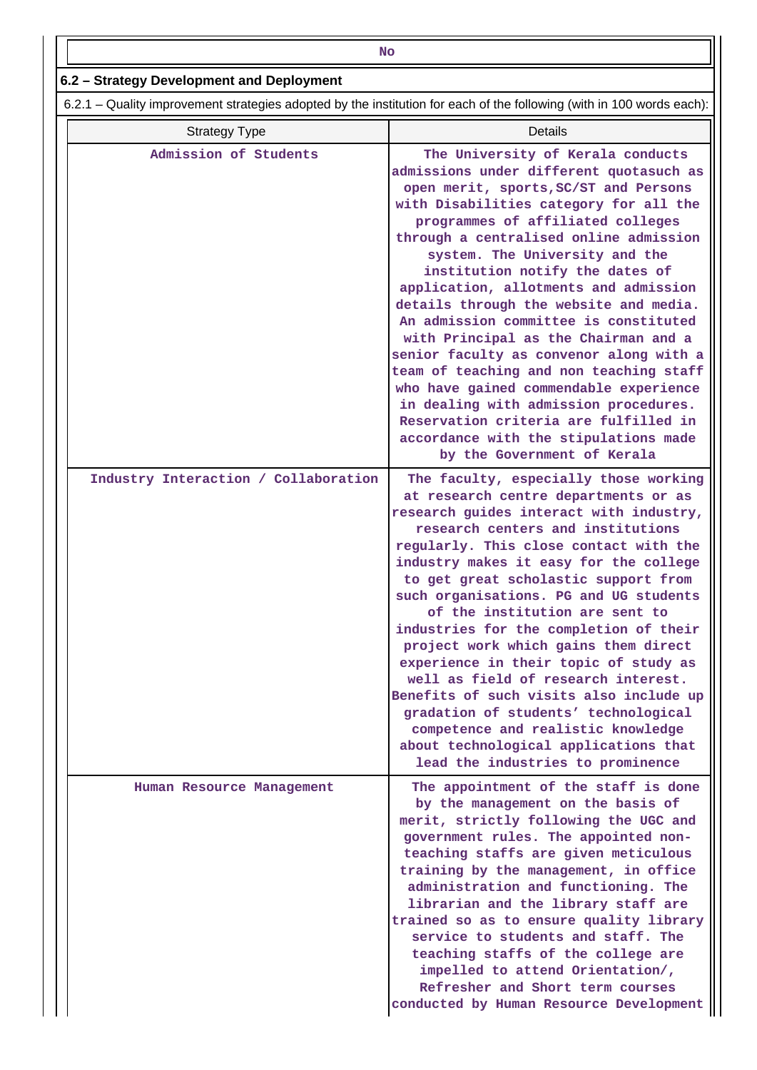| No |
|---|

## 6.2 – Strategy Development and Deployment

6.2.1 – Quality improvement strategies adopted by the institution for each of the following (with in 100 words each):

| Strategy Type | Details |
|---|---|
| Admission of Students | The University of Kerala conducts admissions under different quotasuch as open merit, sports,SC/ST and Persons with Disabilities category for all the programmes of affiliated colleges through a centralised online admission system. The University and the institution notify the dates of application, allotments and admission details through the website and media. An admission committee is constituted with Principal as the Chairman and a senior faculty as convenor along with a team of teaching and non teaching staff who have gained commendable experience in dealing with admission procedures. Reservation criteria are fulfilled in accordance with the stipulations made by the Government of Kerala |
| Industry Interaction / Collaboration | The faculty, especially those working at research centre departments or as research guides interact with industry, research centers and institutions regularly. This close contact with the industry makes it easy for the college to get great scholastic support from such organisations. PG and UG students of the institution are sent to industries for the completion of their project work which gains them direct experience in their topic of study as well as field of research interest. Benefits of such visits also include up gradation of students' technological competence and realistic knowledge about technological applications that lead the industries to prominence |
| Human Resource Management | The appointment of the staff is done by the management on the basis of merit, strictly following the UGC and government rules. The appointed non-teaching staffs are given meticulous training by the management, in office administration and functioning. The librarian and the library staff are trained so as to ensure quality library service to students and staff. The teaching staffs of the college are impelled to attend Orientation/, Refresher and Short term courses conducted by Human Resource Development |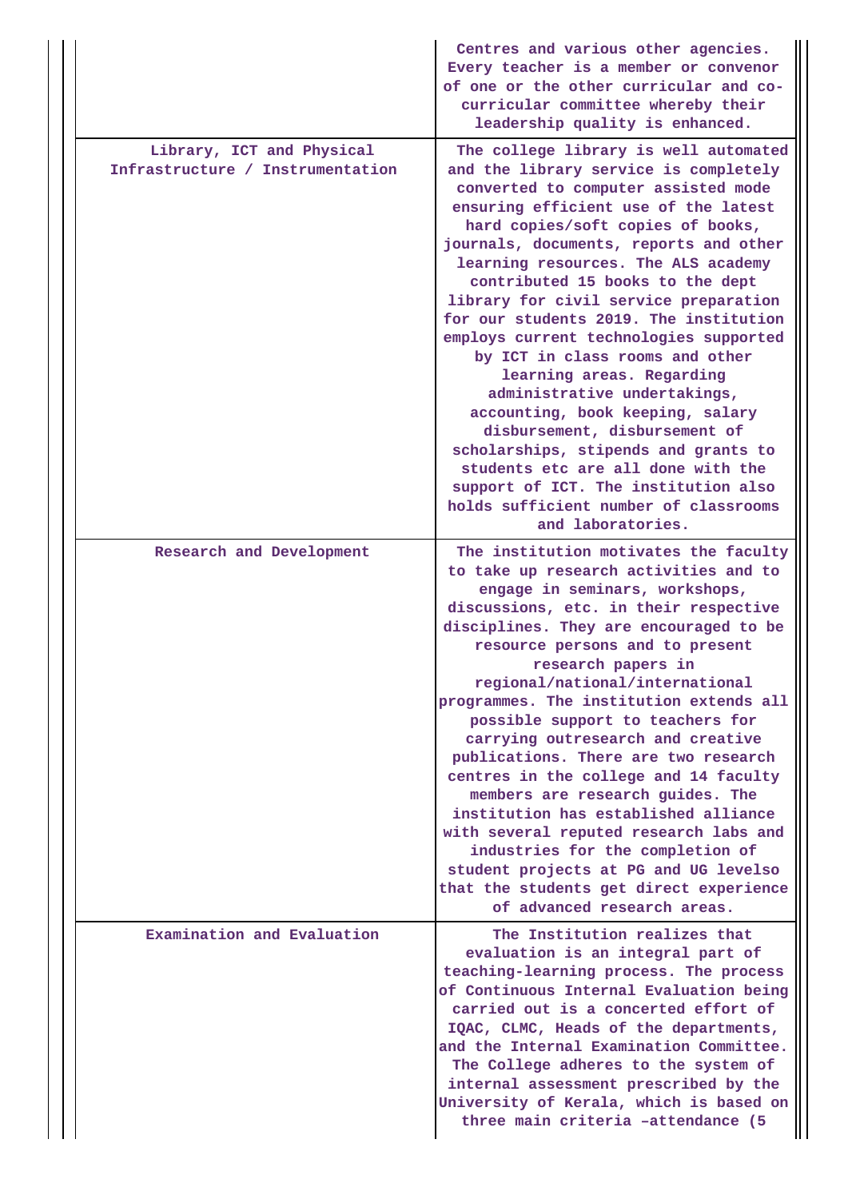| | |
|---|---|
| | Centres and various other agencies. Every teacher is a member or convenor of one or the other curricular and co-curricular committee whereby their leadership quality is enhanced. |
| Library, ICT and Physical Infrastructure / Instrumentation | The college library is well automated and the library service is completely converted to computer assisted mode ensuring efficient use of the latest hard copies/soft copies of books, journals, documents, reports and other learning resources. The ALS academy contributed 15 books to the dept library for civil service preparation for our students 2019. The institution employs current technologies supported by ICT in class rooms and other learning areas. Regarding administrative undertakings, accounting, book keeping, salary disbursement, disbursement of scholarships, stipends and grants to students etc are all done with the support of ICT. The institution also holds sufficient number of classrooms and laboratories. |
| Research and Development | The institution motivates the faculty to take up research activities and to engage in seminars, workshops, discussions, etc. in their respective disciplines. They are encouraged to be resource persons and to present research papers in regional/national/international programmes. The institution extends all possible support to teachers for carrying outresearch and creative publications. There are two research centres in the college and 14 faculty members are research guides. The institution has established alliance with several reputed research labs and industries for the completion of student projects at PG and UG levelso that the students get direct experience of advanced research areas. |
| Examination and Evaluation | The Institution realizes that evaluation is an integral part of teaching-learning process. The process of Continuous Internal Evaluation being carried out is a concerted effort of IQAC, CLMC, Heads of the departments, and the Internal Examination Committee. The College adheres to the system of internal assessment prescribed by the University of Kerala, which is based on three main criteria –attendance (5 |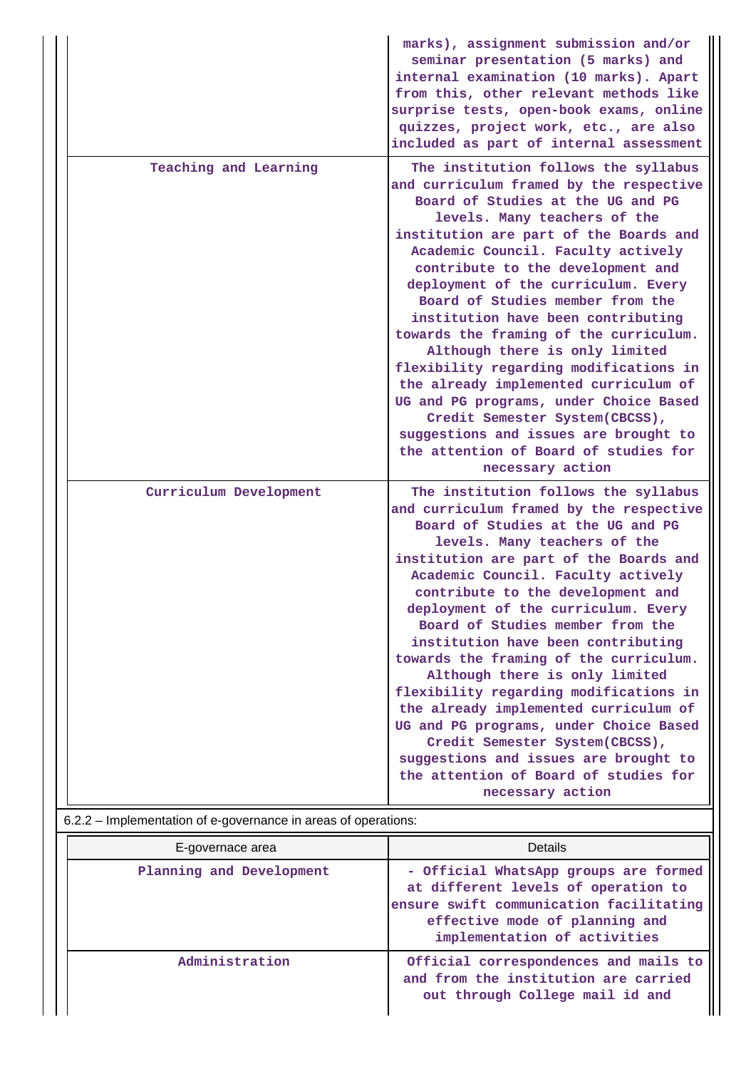|  |  |
|---|---|
|  | marks), assignment submission and/or seminar presentation (5 marks) and internal examination (10 marks). Apart from this, other relevant methods like surprise tests, open-book exams, online quizzes, project work, etc., are also included as part of internal assessment |
| Teaching and Learning | The institution follows the syllabus and curriculum framed by the respective Board of Studies at the UG and PG levels. Many teachers of the institution are part of the Boards and Academic Council. Faculty actively contribute to the development and deployment of the curriculum. Every Board of Studies member from the institution have been contributing towards the framing of the curriculum. Although there is only limited flexibility regarding modifications in the already implemented curriculum of UG and PG programs, under Choice Based Credit Semester System(CBCSS), suggestions and issues are brought to the attention of Board of studies for necessary action |
| Curriculum Development | The institution follows the syllabus and curriculum framed by the respective Board of Studies at the UG and PG levels. Many teachers of the institution are part of the Boards and Academic Council. Faculty actively contribute to the development and deployment of the curriculum. Every Board of Studies member from the institution have been contributing towards the framing of the curriculum. Although there is only limited flexibility regarding modifications in the already implemented curriculum of UG and PG programs, under Choice Based Credit Semester System(CBCSS), suggestions and issues are brought to the attention of Board of studies for necessary action |

6.2.2 – Implementation of e-governance in areas of operations:

| E-governace area | Details |
|---|---|
| Planning and Development | - Official WhatsApp groups are formed at different levels of operation to ensure swift communication facilitating effective mode of planning and implementation of activities |
| Administration | Official correspondences and mails to and from the institution are carried out through College mail id and |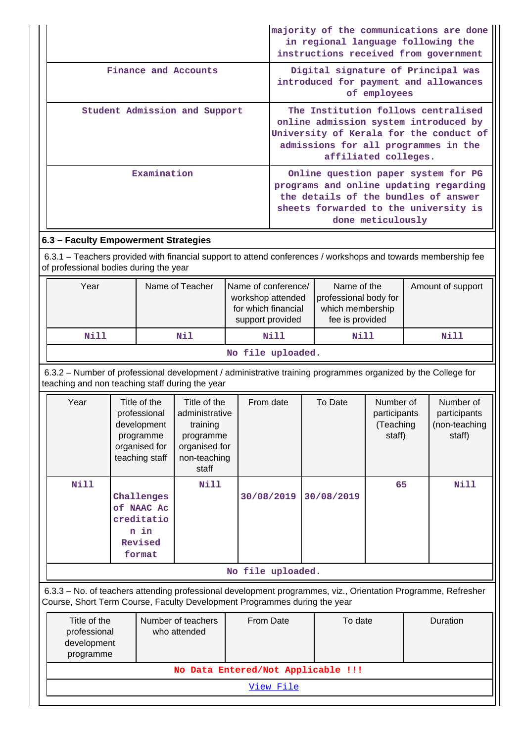| | |
|---|---|
| | majority of the communications are done in regional language following the instructions received from government |
| Finance and Accounts | Digital signature of Principal was introduced for payment and allowances of employees |
| Student Admission and Support | The Institution follows centralised online admission system introduced by University of Kerala for the conduct of admissions for all programmes in the affiliated colleges. |
| Examination | Online question paper system for PG programs and online updating regarding the details of the bundles of answer sheets forwarded to the university is done meticulously |

**6.3 – Faculty Empowerment Strategies**

6.3.1 – Teachers provided with financial support to attend conferences / workshops and towards membership fee of professional bodies during the year

| Year | Name of Teacher | Name of conference/ workshop attended for which financial support provided | Name of the professional body for which membership fee is provided | Amount of support |
|---|---|---|---|---|
| Nill | Nil | Nill | Nill | Nill |
| No file uploaded. | | | | |

6.3.2 – Number of professional development / administrative training programmes organized by the College for teaching and non teaching staff during the year

| Year | Title of the professional development programme organised for teaching staff | Title of the administrative training programme organised for non-teaching staff | From date | To Date | Number of participants (Teaching staff) | Number of participants (non-teaching staff) |
|---|---|---|---|---|---|---|
| Nill | Challenges of NAAC Accreditation in Revised format | Nill | 30/08/2019 | 30/08/2019 | 65 | Nill |
| No file uploaded. | | | | | | |

6.3.3 – No. of teachers attending professional development programmes, viz., Orientation Programme, Refresher Course, Short Term Course, Faculty Development Programmes during the year

| Title of the professional development programme | Number of teachers who attended | From Date | To date | Duration |
|---|---|---|---|---|
| No Data Entered/Not Applicable !!! | | | | |
| View File | | | | |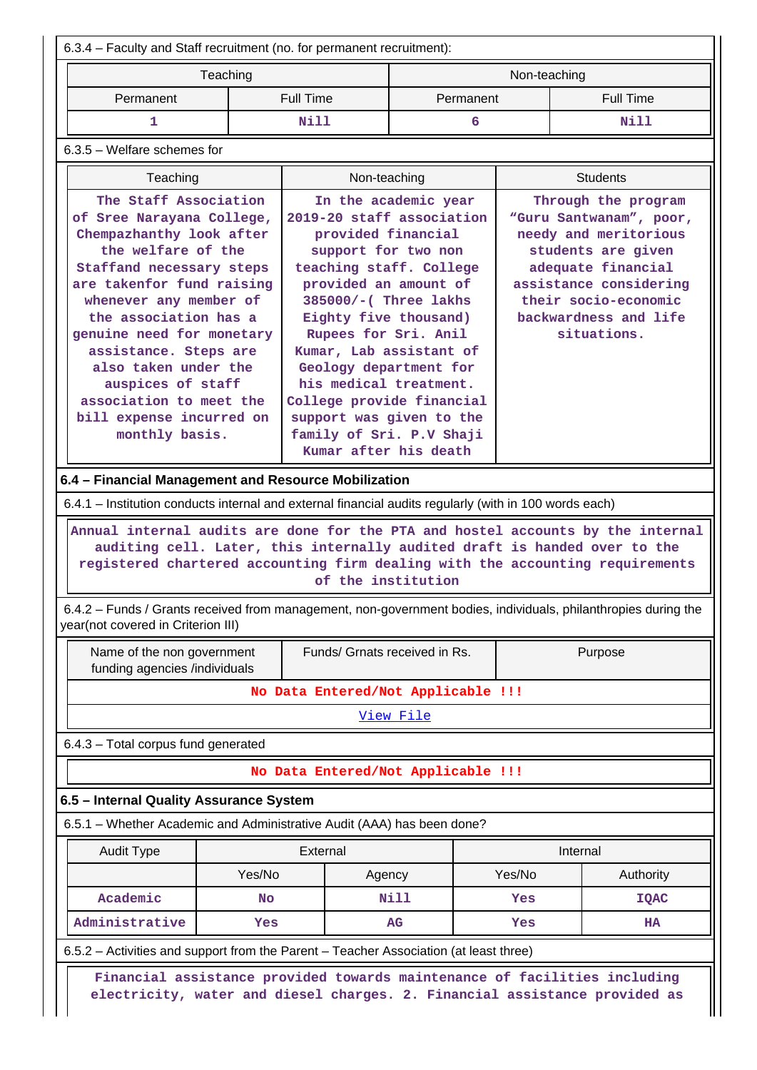6.3.4 – Faculty and Staff recruitment (no. for permanent recruitment):

| Teaching | | Non-teaching | |
|---|---|---|---|
| Permanent | Full Time | Permanent | Full Time |
| 1 | Nill | 6 | Nill |

6.3.5 – Welfare schemes for

| Teaching | Non-teaching | Students |
|---|---|---|
| The Staff Association of Sree Narayana College, Chempazhanthy look after the welfare of the Staffand necessary steps are takenfor fund raising whenever any member of the association has a genuine need for monetary assistance. Steps are also taken under the auspices of staff association to meet the bill expense incurred on monthly basis. | In the academic year 2019-20 staff association provided financial support for two non teaching staff. College provided an amount of 385000/-( Three lakhs Eighty five thousand) Rupees for Sri. Anil Kumar, Lab assistant of Geology department for his medical treatment. College provide financial support was given to the family of Sri. P.V Shaji Kumar after his death | Through the program “Guru Santwanam”, poor, needy and meritorious students are given adequate financial assistance considering their socio-economic backwardness and life situations. |

**6.4 – Financial Management and Resource Mobilization**

6.4.1 – Institution conducts internal and external financial audits regularly (with in 100 words each)

Annual internal audits are done for the PTA and hostel accounts by the internal auditing cell. Later, this internally audited draft is handed over to the registered chartered accounting firm dealing with the accounting requirements of the institution

6.4.2 – Funds / Grants received from management, non-government bodies, individuals, philanthropies during the year(not covered in Criterion III)

| Name of the non government funding agencies /individuals | Funds/ Grnats received in Rs. | Purpose |
|---|---|---|
| No Data Entered/Not Applicable !!! | | |
| View File | | |

6.4.3 – Total corpus fund generated

No Data Entered/Not Applicable !!!

**6.5 – Internal Quality Assurance System**

6.5.1 – Whether Academic and Administrative Audit (AAA) has been done?

| Audit Type | External | | Internal | |
|---|---|---|---|---|
| | Yes/No | Agency | Yes/No | Authority |
| Academic | No | Nill | Yes | IQAC |
| Administrative | Yes | AG | Yes | HA |

6.5.2 – Activities and support from the Parent – Teacher Association (at least three)

Financial assistance provided towards maintenance of facilities including electricity, water and diesel charges. 2. Financial assistance provided as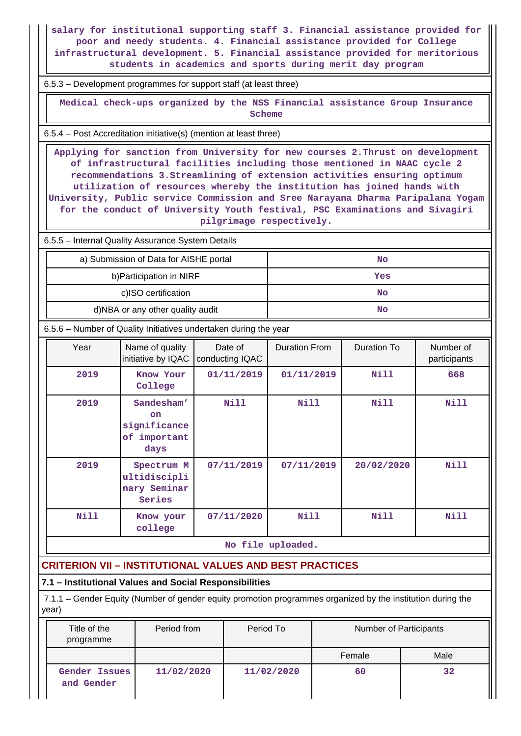salary for institutional supporting staff 3. Financial assistance provided for poor and needy students. 4. Financial assistance provided for College infrastructural development. 5. Financial assistance provided for meritorious students in academics and sports during merit day program

6.5.3 – Development programmes for support staff (at least three)

Medical check-ups organized by the NSS Financial assistance Group Insurance Scheme

6.5.4 – Post Accreditation initiative(s) (mention at least three)

Applying for sanction from University for new courses 2.Thrust on development of infrastructural facilities including those mentioned in NAAC cycle 2 recommendations 3.Streamlining of extension activities ensuring optimum utilization of resources whereby the institution has joined hands with University, Public service Commission and Sree Narayana Dharma Paripalana Yogam for the conduct of University Youth festival, PSC Examinations and Sivagiri pilgrimage respectively.

6.5.5 – Internal Quality Assurance System Details

| | |
|---|---|
| a) Submission of Data for AISHE portal | No |
| b)Participation in NIRF | Yes |
| c)ISO certification | No |
| d)NBA or any other quality audit | No |

6.5.6 – Number of Quality Initiatives undertaken during the year

| Year | Name of quality initiative by IQAC | Date of conducting IQAC | Duration From | Duration To | Number of participants |
|---|---|---|---|---|---|
| 2019 | Know Your College | 01/11/2019 | 01/11/2019 | Nill | 668 |
| 2019 | Sandesham' on significance of important days | Nill | Nill | Nill | Nill |
| 2019 | Spectrum Multidisciplinary Seminar Series | 07/11/2019 | 07/11/2019 | 20/02/2020 | Nill |
| Nill | Know your college | 07/11/2020 | Nill | Nill | Nill |

No file uploaded.

## CRITERION VII – INSTITUTIONAL VALUES AND BEST PRACTICES

### 7.1 – Institutional Values and Social Responsibilities

7.1.1 – Gender Equity (Number of gender equity promotion programmes organized by the institution during the year)

| Title of the programme | Period from | Period To | Number of Participants | |
|---|---|---|---|---|
| | | | Female | Male |
| Gender Issues and Gender | 11/02/2020 | 11/02/2020 | 60 | 32 |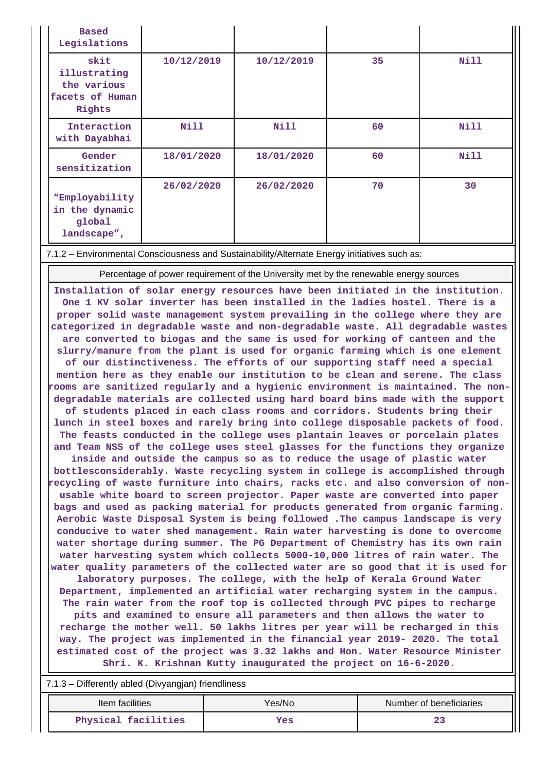| | | | | |
|---|---|---|---|---|
| Based Legislations | | | | |
| skit illustrating the various facets of Human Rights | 10/12/2019 | 10/12/2019 | 35 | Nill |
| Interaction with Dayabhai | Nill | Nill | 60 | Nill |
| Gender sensitization | 18/01/2020 | 18/01/2020 | 60 | Nill |
| “Employability in the dynamic global landscape”, | 26/02/2020 | 26/02/2020 | 70 | 30 |

7.1.2 – Environmental Consciousness and Sustainability/Alternate Energy initiatives such as:

| Percentage of power requirement of the University met by the renewable energy sources |
|---|
| Installation of solar energy resources have been initiated in the institution. One 1 KV solar inverter has been installed in the ladies hostel. There is a proper solid waste management system prevailing in the college where they are categorized in degradable waste and non-degradable waste. All degradable wastes are converted to biogas and the same is used for working of canteen and the slurry/manure from the plant is used for organic farming which is one element of our distinctiveness. The efforts of our supporting staff need a special mention here as they enable our institution to be clean and serene. The class rooms are sanitized regularly and a hygienic environment is maintained. The non-degradable materials are collected using hard board bins made with the support of students placed in each class rooms and corridors. Students bring their lunch in steel boxes and rarely bring into college disposable packets of food. The feasts conducted in the college uses plantain leaves or porcelain plates and Team NSS of the college uses steel glasses for the functions they organize inside and outside the campus so as to reduce the usage of plastic water bottlesconsiderably. Waste recycling system in college is accomplished through recycling of waste furniture into chairs, racks etc. and also conversion of non-usable white board to screen projector. Paper waste are converted into paper bags and used as packing material for products generated from organic farming. Aerobic Waste Disposal System is being followed .The campus landscape is very conducive to water shed management. Rain water harvesting is done to overcome water shortage during summer. The PG Department of Chemistry has its own rain water harvesting system which collects 5000-10,000 litres of rain water. The water quality parameters of the collected water are so good that it is used for laboratory purposes. The college, with the help of Kerala Ground Water Department, implemented an artificial water recharging system in the campus. The rain water from the roof top is collected through PVC pipes to recharge pits and examined to ensure all parameters and then allows the water to recharge the mother well. 50 lakhs litres per year will be recharged in this way. The project was implemented in the financial year 2019- 2020. The total estimated cost of the project was 3.32 lakhs and Hon. Water Resource Minister Shri. K. Krishnan Kutty inaugurated the project on 16-6-2020. |

7.1.3 – Differently abled (Divyangjan) friendliness

| Item facilities | Yes/No | Number of beneficiaries |
|---|---|---|
| Physical facilities | Yes | 23 |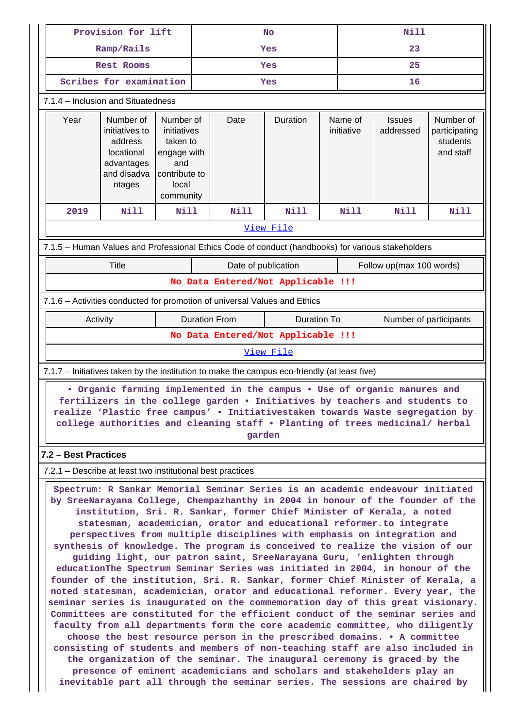| Provision for lift | No | Nill |
|---|---|---|
| Ramp/Rails | Yes | 23 |
| Rest Rooms | Yes | 25 |
| Scribes for examination | Yes | 16 |

7.1.4 – Inclusion and Situatedness

| Year | Number of initiatives to address locational advantages and disadvantages | Number of initiatives taken to engage with and contribute to local community | Date | Duration | Name of initiative | Issues addressed | Number of participating students and staff |
|---|---|---|---|---|---|---|---|
| 2019 | Nill | Nill | Nill | Nill | Nill | Nill | Nill |

View File

7.1.5 – Human Values and Professional Ethics Code of conduct (handbooks) for various stakeholders

| Title | Date of publication | Follow up(max 100 words) |
|---|---|---|
| No Data Entered/Not Applicable !!! | | |

7.1.6 – Activities conducted for promotion of universal Values and Ethics

| Activity | Duration From | Duration To | Number of participants |
|---|---|---|---|
| No Data Entered/Not Applicable !!! | | | |

View File

7.1.7 – Initiatives taken by the institution to make the campus eco-friendly (at least five)

• Organic farming implemented in the campus • Use of organic manures and fertilizers in the college garden • Initiatives by teachers and students to realize 'Plastic free campus' • Initiativestaken towards Waste segregation by college authorities and cleaning staff • Planting of trees medicinal/ herbal garden

**7.2 – Best Practices**

7.2.1 – Describe at least two institutional best practices

Spectrum: R Sankar Memorial Seminar Series is an academic endeavour initiated by SreeNarayana College, Chempazhanthy in 2004 in honour of the founder of the institution, Sri. R. Sankar, former Chief Minister of Kerala, a noted statesman, academician, orator and educational reformer.to integrate perspectives from multiple disciplines with emphasis on integration and synthesis of knowledge. The program is conceived to realize the vision of our guiding light, our patron saint, SreeNarayana Guru, 'enlighten through educationThe Spectrum Seminar Series was initiated in 2004, in honour of the founder of the institution, Sri. R. Sankar, former Chief Minister of Kerala, a noted statesman, academician, orator and educational reformer. Every year, the seminar series is inaugurated on the commemoration day of this great visionary. Committees are constituted for the efficient conduct of the seminar series and faculty from all departments form the core academic committee, who diligently choose the best resource person in the prescribed domains. • A committee consisting of students and members of non-teaching staff are also included in the organization of the seminar. The inaugural ceremony is graced by the presence of eminent academicians and scholars and stakeholders play an inevitable part all through the seminar series. The sessions are chaired by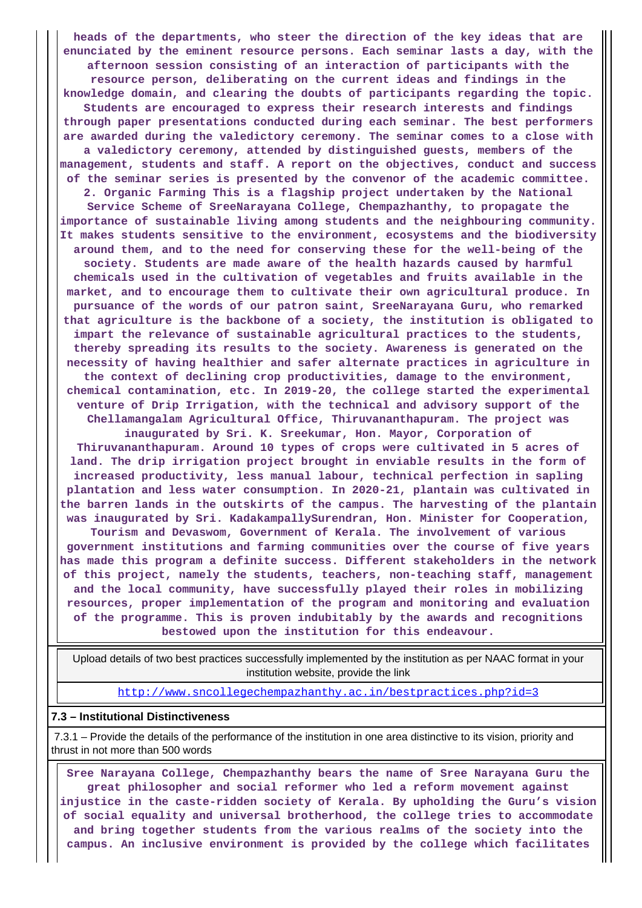**heads of the departments, who steer the direction of the key ideas that are enunciated by the eminent resource persons. Each seminar lasts a day, with the afternoon session consisting of an interaction of participants with the resource person, deliberating on the current ideas and findings in the knowledge domain, and clearing the doubts of participants regarding the topic. Students are encouraged to express their research interests and findings through paper presentations conducted during each seminar. The best performers are awarded during the valedictory ceremony. The seminar comes to a close with a valedictory ceremony, attended by distinguished guests, members of the management, students and staff. A report on the objectives, conduct and success of the seminar series is presented by the convenor of the academic committee. 2. Organic Farming This is a flagship project undertaken by the National Service Scheme of SreeNarayana College, Chempazhanthy, to propagate the importance of sustainable living among students and the neighbouring community. It makes students sensitive to the environment, ecosystems and the biodiversity around them, and to the need for conserving these for the well-being of the society. Students are made aware of the health hazards caused by harmful chemicals used in the cultivation of vegetables and fruits available in the market, and to encourage them to cultivate their own agricultural produce. In pursuance of the words of our patron saint, SreeNarayana Guru, who remarked that agriculture is the backbone of a society, the institution is obligated to impart the relevance of sustainable agricultural practices to the students, thereby spreading its results to the society. Awareness is generated on the necessity of having healthier and safer alternate practices in agriculture in the context of declining crop productivities, damage to the environment, chemical contamination, etc. In 2019-20, the college started the experimental venture of Drip Irrigation, with the technical and advisory support of the Chellamangalam Agricultural Office, Thiruvananthapuram. The project was inaugurated by Sri. K. Sreekumar, Hon. Mayor, Corporation of Thiruvananthapuram. Around 10 types of crops were cultivated in 5 acres of land. The drip irrigation project brought in enviable results in the form of increased productivity, less manual labour, technical perfection in sapling plantation and less water consumption. In 2020-21, plantain was cultivated in the barren lands in the outskirts of the campus. The harvesting of the plantain was inaugurated by Sri. KadakampallySurendran, Hon. Minister for Cooperation, Tourism and Devaswom, Government of Kerala. The involvement of various government institutions and farming communities over the course of five years has made this program a definite success. Different stakeholders in the network of this project, namely the students, teachers, non-teaching staff, management and the local community, have successfully played their roles in mobilizing resources, proper implementation of the program and monitoring and evaluation of the programme. This is proven indubitably by the awards and recognitions bestowed upon the institution for this endeavour.**

| Upload details of two best practices successfully implemented by the institution as per NAAC format in your institution website, provide the link |
|---|
| http://www.sncollegechempazhanthy.ac.in/bestpractices.php?id=3 |

### 7.3 – Institutional Distinctiveness

7.3.1 – Provide the details of the performance of the institution in one area distinctive to its vision, priority and thrust in not more than 500 words

**Sree Narayana College, Chempazhanthy bears the name of Sree Narayana Guru the great philosopher and social reformer who led a reform movement against injustice in the caste-ridden society of Kerala. By upholding the Guru's vision of social equality and universal brotherhood, the college tries to accommodate and bring together students from the various realms of the society into the campus. An inclusive environment is provided by the college which facilitates**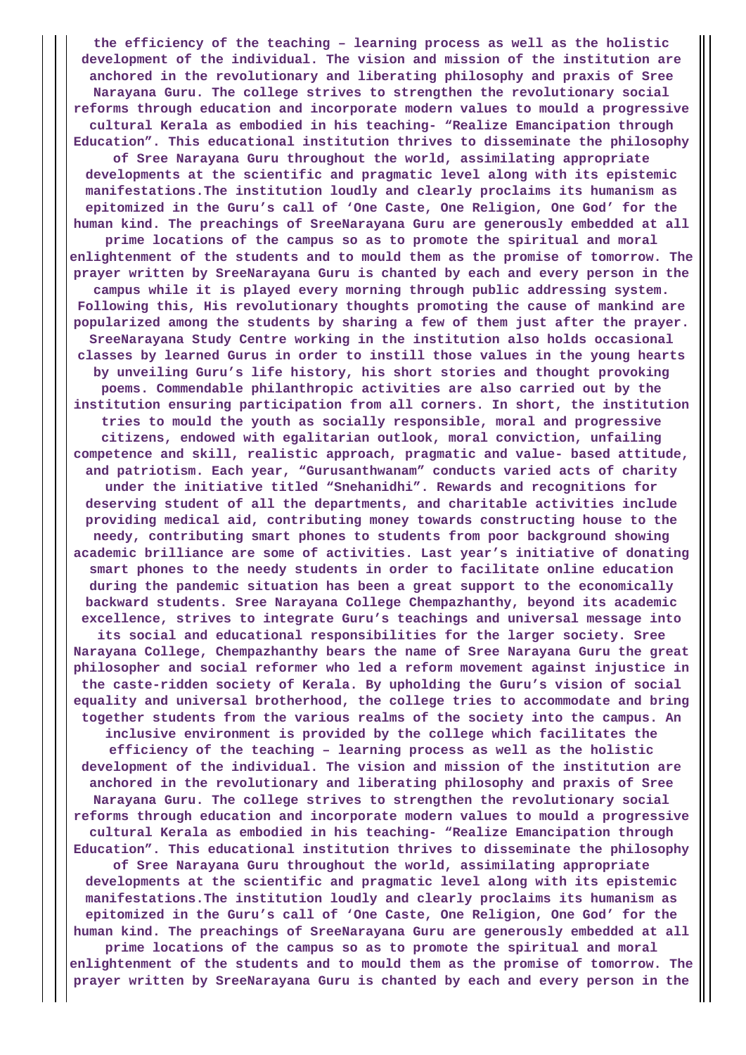the efficiency of the teaching – learning process as well as the holistic development of the individual. The vision and mission of the institution are anchored in the revolutionary and liberating philosophy and praxis of Sree Narayana Guru. The college strives to strengthen the revolutionary social reforms through education and incorporate modern values to mould a progressive cultural Kerala as embodied in his teaching- "Realize Emancipation through Education". This educational institution thrives to disseminate the philosophy of Sree Narayana Guru throughout the world, assimilating appropriate developments at the scientific and pragmatic level along with its epistemic manifestations.The institution loudly and clearly proclaims its humanism as epitomized in the Guru's call of 'One Caste, One Religion, One God' for the human kind. The preachings of SreeNarayana Guru are generously embedded at all prime locations of the campus so as to promote the spiritual and moral enlightenment of the students and to mould them as the promise of tomorrow. The prayer written by SreeNarayana Guru is chanted by each and every person in the campus while it is played every morning through public addressing system. Following this, His revolutionary thoughts promoting the cause of mankind are popularized among the students by sharing a few of them just after the prayer. SreeNarayana Study Centre working in the institution also holds occasional classes by learned Gurus in order to instill those values in the young hearts by unveiling Guru's life history, his short stories and thought provoking poems. Commendable philanthropic activities are also carried out by the institution ensuring participation from all corners. In short, the institution tries to mould the youth as socially responsible, moral and progressive citizens, endowed with egalitarian outlook, moral conviction, unfailing competence and skill, realistic approach, pragmatic and value- based attitude, and patriotism. Each year, "Gurusanthwanam" conducts varied acts of charity under the initiative titled "Snehanidhi". Rewards and recognitions for deserving student of all the departments, and charitable activities include providing medical aid, contributing money towards constructing house to the needy, contributing smart phones to students from poor background showing academic brilliance are some of activities. Last year's initiative of donating smart phones to the needy students in order to facilitate online education during the pandemic situation has been a great support to the economically backward students. Sree Narayana College Chempazhanthy, beyond its academic excellence, strives to integrate Guru's teachings and universal message into its social and educational responsibilities for the larger society. Sree Narayana College, Chempazhanthy bears the name of Sree Narayana Guru the great philosopher and social reformer who led a reform movement against injustice in the caste-ridden society of Kerala. By upholding the Guru's vision of social equality and universal brotherhood, the college tries to accommodate and bring together students from the various realms of the society into the campus. An inclusive environment is provided by the college which facilitates the efficiency of the teaching – learning process as well as the holistic development of the individual. The vision and mission of the institution are anchored in the revolutionary and liberating philosophy and praxis of Sree Narayana Guru. The college strives to strengthen the revolutionary social reforms through education and incorporate modern values to mould a progressive cultural Kerala as embodied in his teaching- "Realize Emancipation through Education". This educational institution thrives to disseminate the philosophy of Sree Narayana Guru throughout the world, assimilating appropriate developments at the scientific and pragmatic level along with its epistemic manifestations.The institution loudly and clearly proclaims its humanism as epitomized in the Guru's call of 'One Caste, One Religion, One God' for the human kind. The preachings of SreeNarayana Guru are generously embedded at all prime locations of the campus so as to promote the spiritual and moral enlightenment of the students and to mould them as the promise of tomorrow. The prayer written by SreeNarayana Guru is chanted by each and every person in the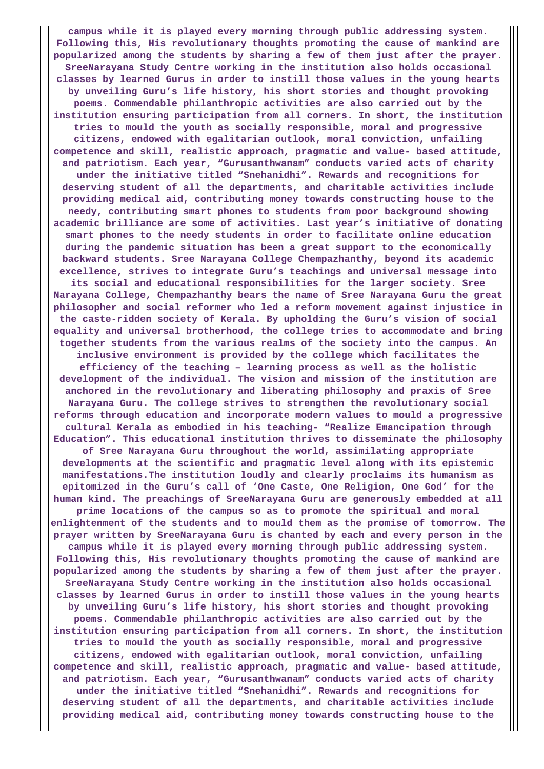**campus while it is played every morning through public addressing system. Following this, His revolutionary thoughts promoting the cause of mankind are popularized among the students by sharing a few of them just after the prayer. SreeNarayana Study Centre working in the institution also holds occasional classes by learned Gurus in order to instill those values in the young hearts by unveiling Guru's life history, his short stories and thought provoking poems. Commendable philanthropic activities are also carried out by the institution ensuring participation from all corners. In short, the institution tries to mould the youth as socially responsible, moral and progressive citizens, endowed with egalitarian outlook, moral conviction, unfailing competence and skill, realistic approach, pragmatic and value- based attitude, and patriotism. Each year, "Gurusanthwanam" conducts varied acts of charity under the initiative titled "Snehanidhi". Rewards and recognitions for deserving student of all the departments, and charitable activities include providing medical aid, contributing money towards constructing house to the needy, contributing smart phones to students from poor background showing academic brilliance are some of activities. Last year's initiative of donating smart phones to the needy students in order to facilitate online education during the pandemic situation has been a great support to the economically backward students. Sree Narayana College Chempazhanthy, beyond its academic excellence, strives to integrate Guru's teachings and universal message into its social and educational responsibilities for the larger society. Sree Narayana College, Chempazhanthy bears the name of Sree Narayana Guru the great philosopher and social reformer who led a reform movement against injustice in the caste-ridden society of Kerala. By upholding the Guru's vision of social equality and universal brotherhood, the college tries to accommodate and bring together students from the various realms of the society into the campus. An inclusive environment is provided by the college which facilitates the efficiency of the teaching – learning process as well as the holistic development of the individual. The vision and mission of the institution are anchored in the revolutionary and liberating philosophy and praxis of Sree Narayana Guru. The college strives to strengthen the revolutionary social reforms through education and incorporate modern values to mould a progressive cultural Kerala as embodied in his teaching- "Realize Emancipation through Education". This educational institution thrives to disseminate the philosophy of Sree Narayana Guru throughout the world, assimilating appropriate developments at the scientific and pragmatic level along with its epistemic manifestations.The institution loudly and clearly proclaims its humanism as epitomized in the Guru's call of 'One Caste, One Religion, One God' for the human kind. The preachings of SreeNarayana Guru are generously embedded at all prime locations of the campus so as to promote the spiritual and moral enlightenment of the students and to mould them as the promise of tomorrow. The prayer written by SreeNarayana Guru is chanted by each and every person in the campus while it is played every morning through public addressing system. Following this, His revolutionary thoughts promoting the cause of mankind are popularized among the students by sharing a few of them just after the prayer. SreeNarayana Study Centre working in the institution also holds occasional classes by learned Gurus in order to instill those values in the young hearts by unveiling Guru's life history, his short stories and thought provoking poems. Commendable philanthropic activities are also carried out by the institution ensuring participation from all corners. In short, the institution tries to mould the youth as socially responsible, moral and progressive citizens, endowed with egalitarian outlook, moral conviction, unfailing competence and skill, realistic approach, pragmatic and value- based attitude, and patriotism. Each year, "Gurusanthwanam" conducts varied acts of charity under the initiative titled "Snehanidhi". Rewards and recognitions for deserving student of all the departments, and charitable activities include providing medical aid, contributing money towards constructing house to the**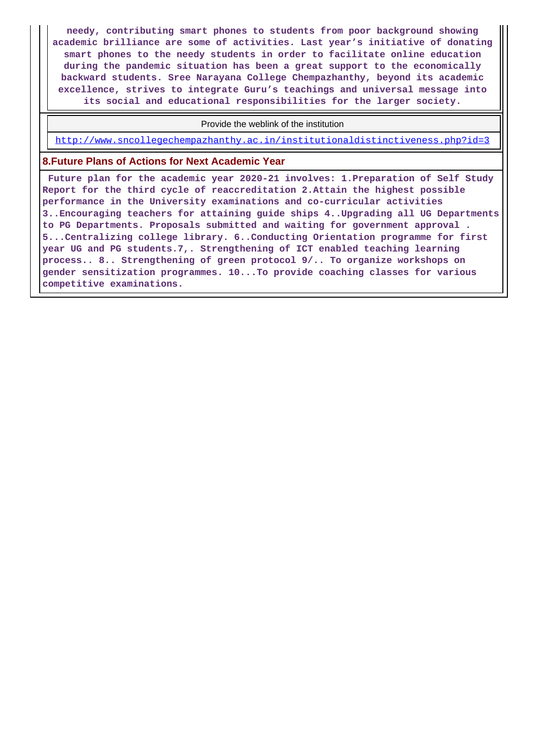**needy, contributing smart phones to students from poor background showing academic brilliance are some of activities. Last year's initiative of donating smart phones to the needy students in order to facilitate online education during the pandemic situation has been a great support to the economically backward students. Sree Narayana College Chempazhanthy, beyond its academic excellence, strives to integrate Guru's teachings and universal message into its social and educational responsibilities for the larger society.**

| Provide the weblink of the institution |
| --- |
| http://www.sncollegechempazhanthy.ac.in/institutionaldistinctiveness.php?id=3 |

## 8.Future Plans of Actions for Next Academic Year

**Future plan for the academic year 2020-21 involves: 1.Preparation of Self Study Report for the third cycle of reaccreditation 2.Attain the highest possible performance in the University examinations and co-curricular activities 3..Encouraging teachers for attaining guide ships 4..Upgrading all UG Departments to PG Departments. Proposals submitted and waiting for government approval . 5...Centralizing college library. 6..Conducting Orientation programme for first year UG and PG students.7,. Strengthening of ICT enabled teaching learning process.. 8.. Strengthening of green protocol 9/.. To organize workshops on gender sensitization programmes. 10...To provide coaching classes for various competitive examinations.**